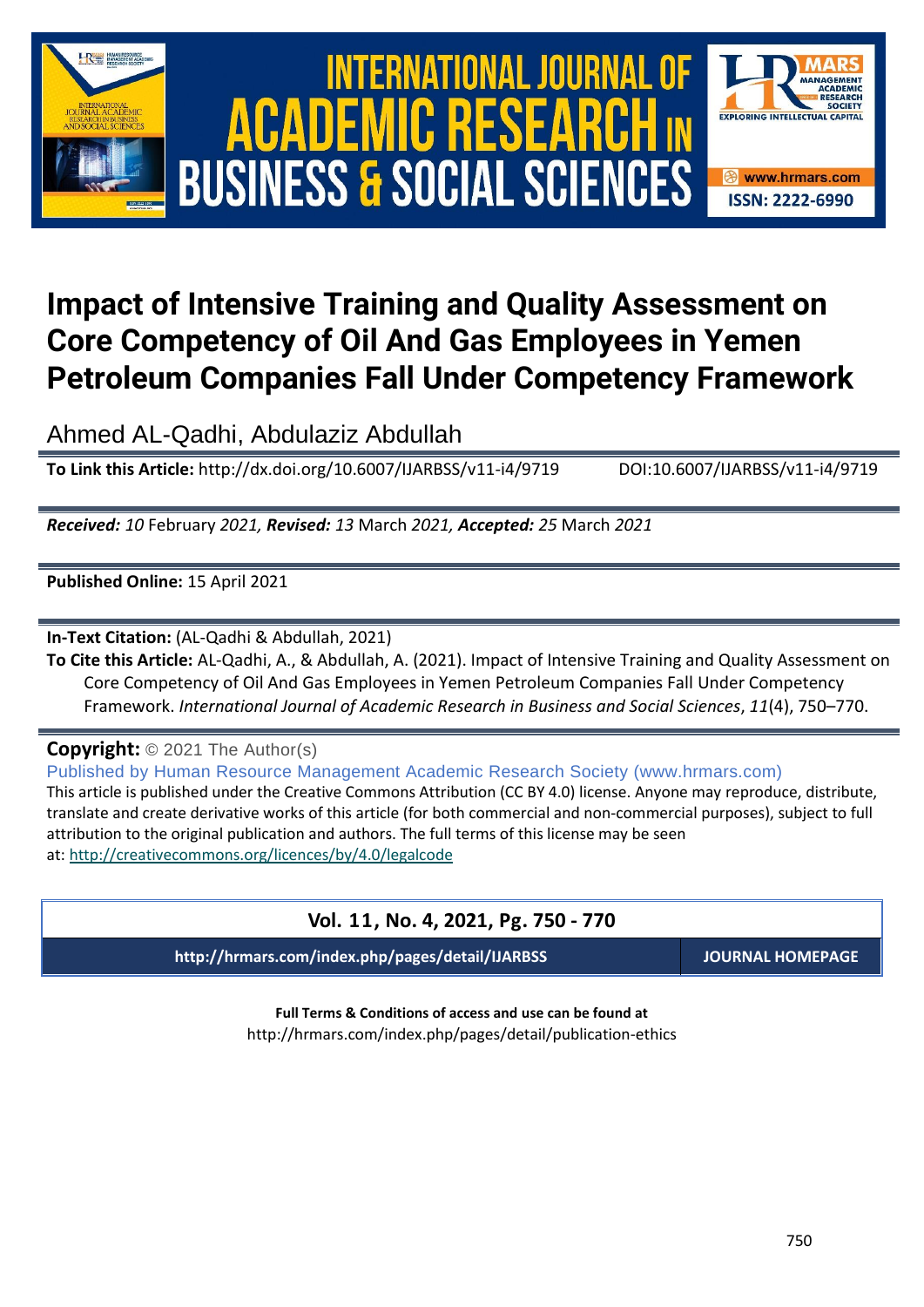# Impact of Intensive Training and Quality Assessment on Core Competency of Oil And Gas Employees in Yemen Petroleum Companies Fall Under Competency Framework

Ahmed AL-Qadhi, Abdulaziz Abdullah

**To Link this Article:** http://dx.doi.org/10.6007/IJARBSS/v11-i4/9719 DOI:10.6007/IJARBSS/v11-i4/9719

***Received:** 10* February *2021, **Revised:** 13* March *2021, **Accepted:** 25* March *2021*

**Published Online:** 15 April 2021

**In-Text Citation:** (AL-Qadhi & Abdullah, 2021)

**To Cite this Article:** AL-Qadhi, A., & Abdullah, A. (2021). Impact of Intensive Training and Quality Assessment on Core Competency of Oil And Gas Employees in Yemen Petroleum Companies Fall Under Competency Framework. *International Journal of Academic Research in Business and Social Sciences*, *11*(4), 750–770.

**Copyright:** © 2021 The Author(s)

Published by Human Resource Management Academic Research Society (www.hrmars.com)

This article is published under the Creative Commons Attribution (CC BY 4.0) license. Anyone may reproduce, distribute, translate and create derivative works of this article (for both commercial and non-commercial purposes), subject to full attribution to the original publication and authors. The full terms of this license may be seen at: http://creativecommons.org/licences/by/4.0/legalcode

**Vol. 11, No. 4, 2021, Pg. 750 - 770**

http://hrmars.com/index.php/pages/detail/IJARBSS | JOURNAL HOMEPAGE

**Full Terms & Conditions of access and use can be found at**
http://hrmars.com/index.php/pages/detail/publication-ethics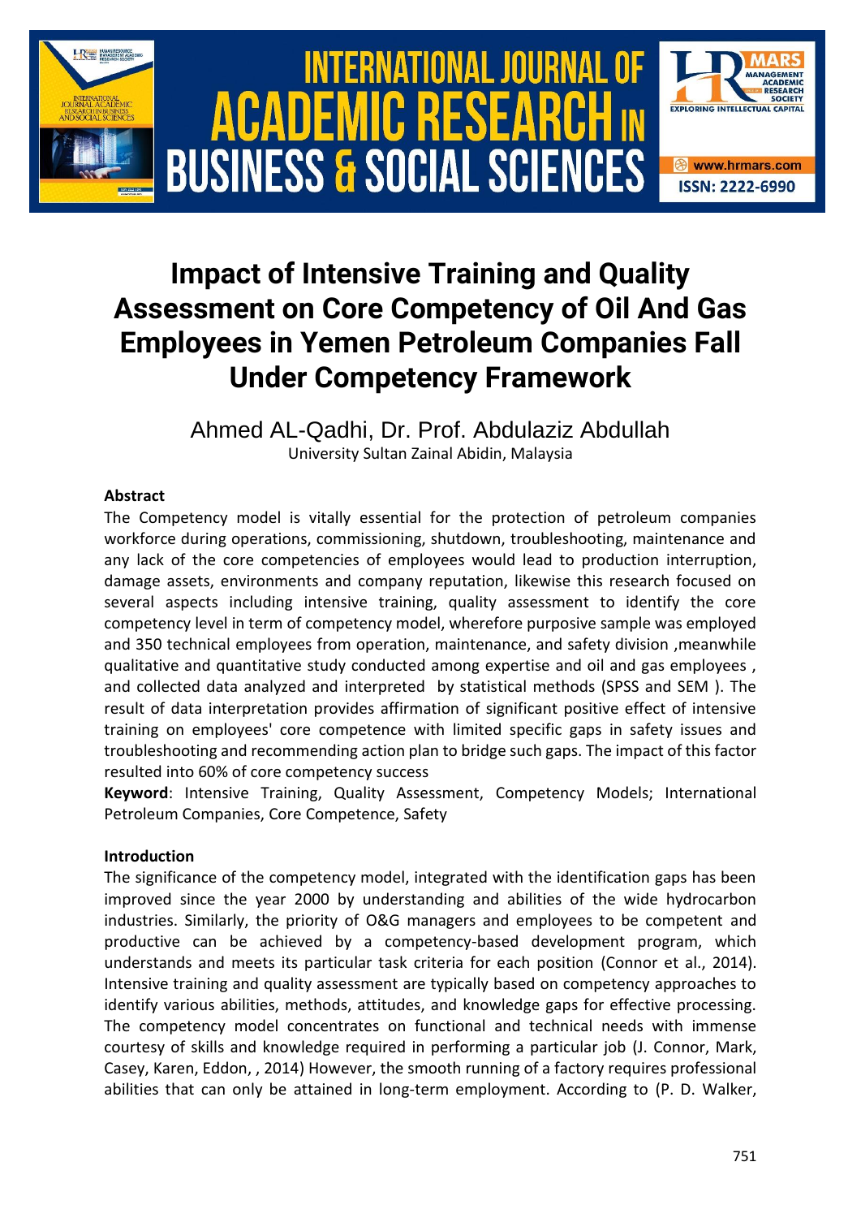# Impact of Intensive Training and Quality Assessment on Core Competency of Oil And Gas Employees in Yemen Petroleum Companies Fall Under Competency Framework

Ahmed AL-Qadhi, Dr. Prof. Abdulaziz Abdullah

University Sultan Zainal Abidin, Malaysia

## Abstract

The Competency model is vitally essential for the protection of petroleum companies workforce during operations, commissioning, shutdown, troubleshooting, maintenance and any lack of the core competencies of employees would lead to production interruption, damage assets, environments and company reputation, likewise this research focused on several aspects including intensive training, quality assessment to identify the core competency level in term of competency model, wherefore purposive sample was employed and 350 technical employees from operation, maintenance, and safety division ,meanwhile qualitative and quantitative study conducted among expertise and oil and gas employees , and collected data analyzed and interpreted by statistical methods (SPSS and SEM ). The result of data interpretation provides affirmation of significant positive effect of intensive training on employees' core competence with limited specific gaps in safety issues and troubleshooting and recommending action plan to bridge such gaps. The impact of this factor resulted into 60% of core competency success

**Keyword**: Intensive Training, Quality Assessment, Competency Models; International Petroleum Companies, Core Competence, Safety

## Introduction

The significance of the competency model, integrated with the identification gaps has been improved since the year 2000 by understanding and abilities of the wide hydrocarbon industries. Similarly, the priority of O&G managers and employees to be competent and productive can be achieved by a competency-based development program, which understands and meets its particular task criteria for each position (Connor et al., 2014). Intensive training and quality assessment are typically based on competency approaches to identify various abilities, methods, attitudes, and knowledge gaps for effective processing. The competency model concentrates on functional and technical needs with immense courtesy of skills and knowledge required in performing a particular job (J. Connor, Mark, Casey, Karen, Eddon, , 2014) However, the smooth running of a factory requires professional abilities that can only be attained in long-term employment. According to (P. D. Walker,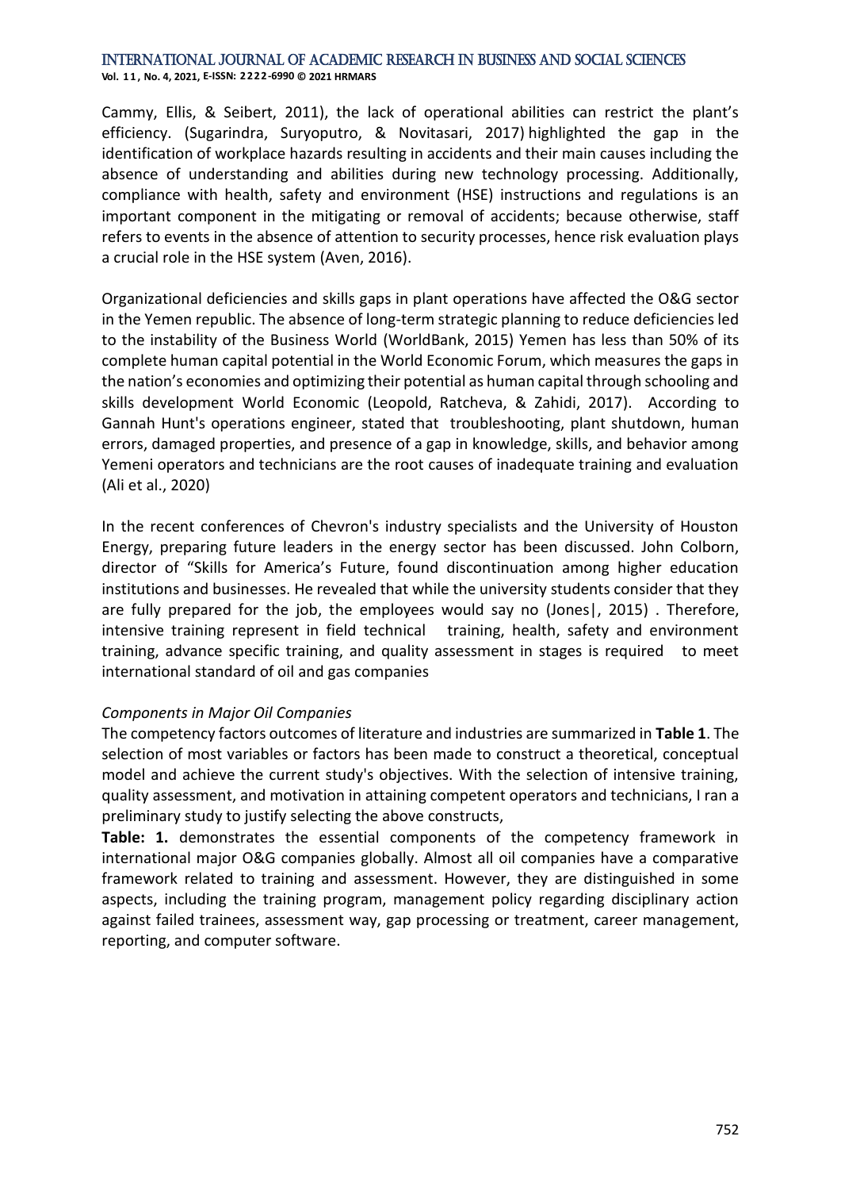Cammy, Ellis, & Seibert, 2011), the lack of operational abilities can restrict the plant's efficiency. (Sugarindra, Suryoputro, & Novitasari, 2017) highlighted the gap in the identification of workplace hazards resulting in accidents and their main causes including the absence of understanding and abilities during new technology processing. Additionally, compliance with health, safety and environment (HSE) instructions and regulations is an important component in the mitigating or removal of accidents; because otherwise, staff refers to events in the absence of attention to security processes, hence risk evaluation plays a crucial role in the HSE system (Aven, 2016).

Organizational deficiencies and skills gaps in plant operations have affected the O&G sector in the Yemen republic. The absence of long-term strategic planning to reduce deficiencies led to the instability of the Business World (WorldBank, 2015) Yemen has less than 50% of its complete human capital potential in the World Economic Forum, which measures the gaps in the nation's economies and optimizing their potential as human capital through schooling and skills development World Economic (Leopold, Ratcheva, & Zahidi, 2017). According to Gannah Hunt's operations engineer, stated that troubleshooting, plant shutdown, human errors, damaged properties, and presence of a gap in knowledge, skills, and behavior among Yemeni operators and technicians are the root causes of inadequate training and evaluation (Ali et al., 2020)

In the recent conferences of Chevron's industry specialists and the University of Houston Energy, preparing future leaders in the energy sector has been discussed. John Colborn, director of "Skills for America's Future, found discontinuation among higher education institutions and businesses. He revealed that while the university students consider that they are fully prepared for the job, the employees would say no (Jones|, 2015) . Therefore, intensive training represent in field technical training, health, safety and environment training, advance specific training, and quality assessment in stages is required to meet international standard of oil and gas companies

*Components in Major Oil Companies*

The competency factors outcomes of literature and industries are summarized in **Table 1**. The selection of most variables or factors has been made to construct a theoretical, conceptual model and achieve the current study's objectives. With the selection of intensive training, quality assessment, and motivation in attaining competent operators and technicians, I ran a preliminary study to justify selecting the above constructs,

**Table: 1.** demonstrates the essential components of the competency framework in international major O&G companies globally. Almost all oil companies have a comparative framework related to training and assessment. However, they are distinguished in some aspects, including the training program, management policy regarding disciplinary action against failed trainees, assessment way, gap processing or treatment, career management, reporting, and computer software.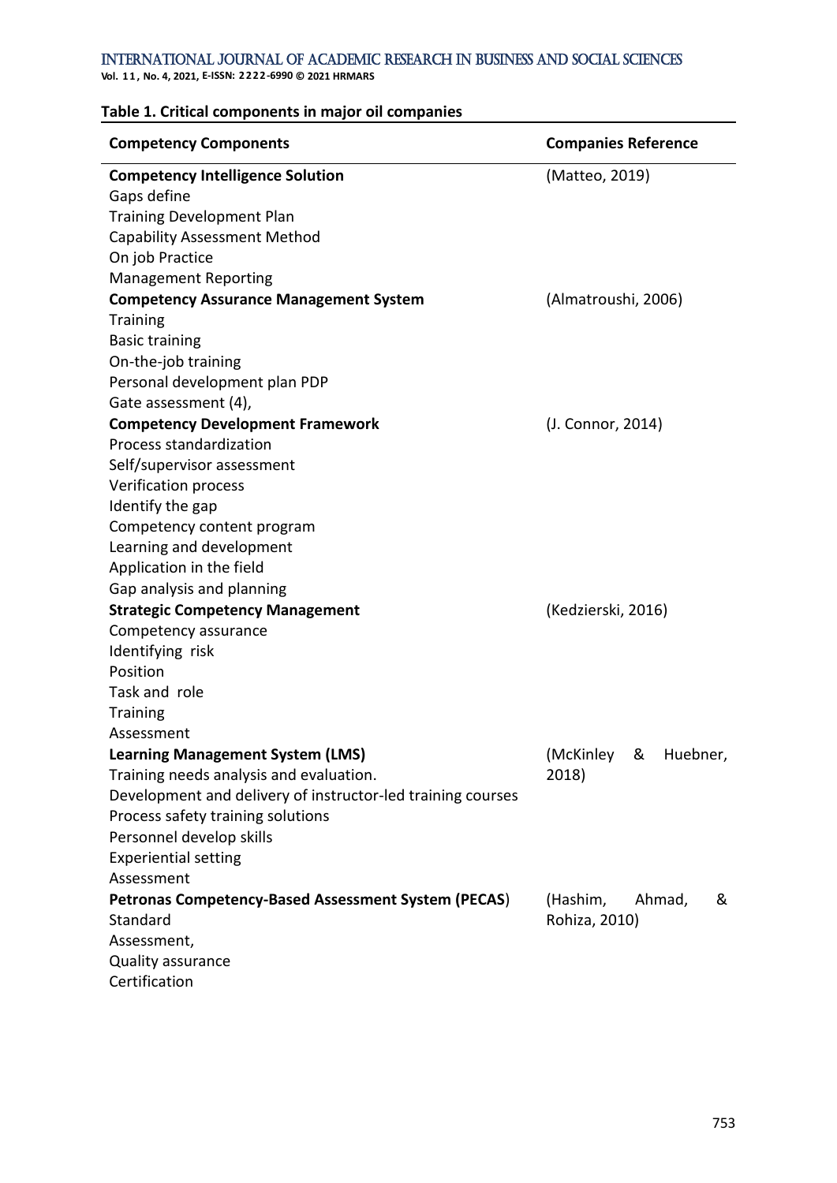**Table 1. Critical components in major oil companies**

| Competency Components | Companies Reference |
|---|---|
| **Competency Intelligence Solution**<br>Gaps define<br>Training Development Plan<br>Capability Assessment Method<br>On job Practice<br>Management Reporting | (Matteo, 2019) |
| **Competency Assurance Management System**<br>Training<br>Basic training<br>On-the-job training<br>Personal development plan PDP<br>Gate assessment (4), | (Almatroushi, 2006) |
| **Competency Development Framework**<br>Process standardization<br>Self/supervisor assessment<br>Verification process<br>Identify the gap<br>Competency content program<br>Learning and development<br>Application in the field<br>Gap analysis and planning | (J. Connor, 2014) |
| **Strategic Competency Management**<br>Competency assurance<br>Identifying risk<br>Position<br>Task and role<br>Training<br>Assessment | (Kedzierski, 2016) |
| **Learning Management System (LMS)**<br>Training needs analysis and evaluation.<br>Development and delivery of instructor-led training courses<br>Process safety training solutions<br>Personnel develop skills<br>Experiential setting<br>Assessment | (McKinley & Huebner, 2018) |
| **Petronas Competency-Based Assessment System (PECAS)**<br>Standard<br>Assessment,<br>Quality assurance<br>Certification | (Hashim, Ahmad, & Rohiza, 2010) |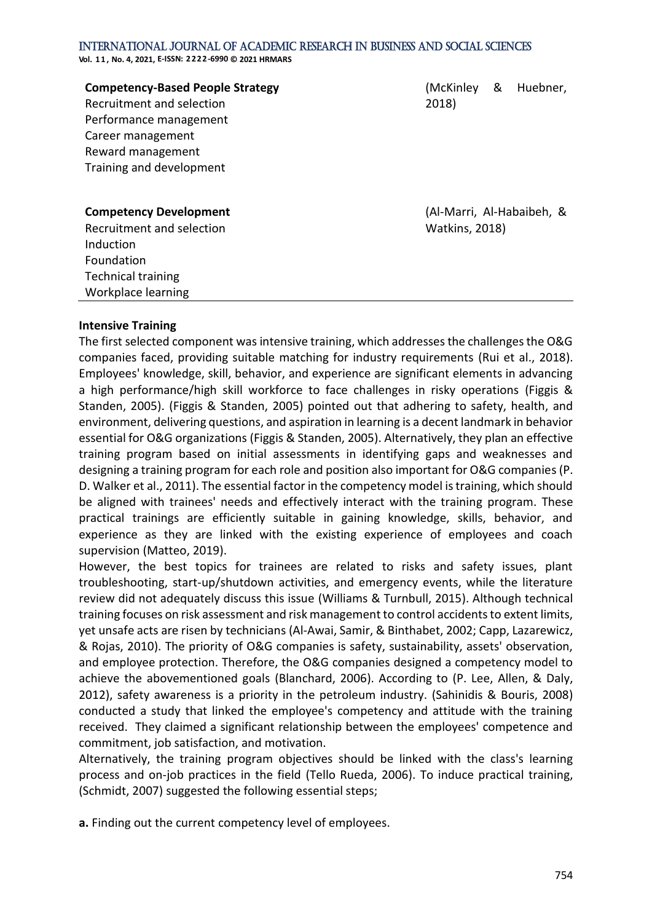| | |
|---|---|
| **Competency-Based People Strategy**<br>Recruitment and selection<br>Performance management<br>Career management<br>Reward management<br>Training and development | (McKinley & Huebner, 2018) |
| **Competency Development**<br>Recruitment and selection<br>Induction<br>Foundation<br>Technical training<br>Workplace learning | (Al-Marri, Al-Habaibeh, & Watkins, 2018) |

**Intensive Training**

The first selected component was intensive training, which addresses the challenges the O&G companies faced, providing suitable matching for industry requirements (Rui et al., 2018). Employees' knowledge, skill, behavior, and experience are significant elements in advancing a high performance/high skill workforce to face challenges in risky operations (Figgis & Standen, 2005). (Figgis & Standen, 2005) pointed out that adhering to safety, health, and environment, delivering questions, and aspiration in learning is a decent landmark in behavior essential for O&G organizations (Figgis & Standen, 2005). Alternatively, they plan an effective training program based on initial assessments in identifying gaps and weaknesses and designing a training program for each role and position also important for O&G companies (P. D. Walker et al., 2011). The essential factor in the competency model is training, which should be aligned with trainees' needs and effectively interact with the training program. These practical trainings are efficiently suitable in gaining knowledge, skills, behavior, and experience as they are linked with the existing experience of employees and coach supervision (Matteo, 2019).

However, the best topics for trainees are related to risks and safety issues, plant troubleshooting, start-up/shutdown activities, and emergency events, while the literature review did not adequately discuss this issue (Williams & Turnbull, 2015). Although technical training focuses on risk assessment and risk management to control accidents to extent limits, yet unsafe acts are risen by technicians (Al-Awai, Samir, & Binthabet, 2002; Capp, Lazarewicz, & Rojas, 2010). The priority of O&G companies is safety, sustainability, assets' observation, and employee protection. Therefore, the O&G companies designed a competency model to achieve the abovementioned goals (Blanchard, 2006). According to (P. Lee, Allen, & Daly, 2012), safety awareness is a priority in the petroleum industry. (Sahinidis & Bouris, 2008) conducted a study that linked the employee's competency and attitude with the training received. They claimed a significant relationship between the employees' competence and commitment, job satisfaction, and motivation.

Alternatively, the training program objectives should be linked with the class's learning process and on-job practices in the field (Tello Rueda, 2006). To induce practical training, (Schmidt, 2007) suggested the following essential steps;

**a.** Finding out the current competency level of employees.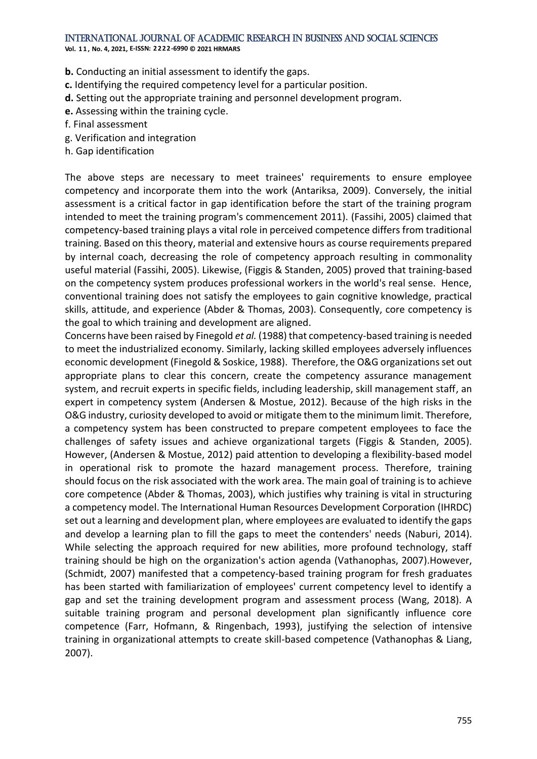**b.** Conducting an initial assessment to identify the gaps.
**c.** Identifying the required competency level for a particular position.
**d.** Setting out the appropriate training and personnel development program.
**e.** Assessing within the training cycle.
f. Final assessment
g. Verification and integration
h. Gap identification

The above steps are necessary to meet trainees' requirements to ensure employee competency and incorporate them into the work (Antariksa, 2009). Conversely, the initial assessment is a critical factor in gap identification before the start of the training program intended to meet the training program's commencement 2011). (Fassihi, 2005) claimed that competency-based training plays a vital role in perceived competence differs from traditional training. Based on this theory, material and extensive hours as course requirements prepared by internal coach, decreasing the role of competency approach resulting in commonality useful material (Fassihi, 2005). Likewise, (Figgis & Standen, 2005) proved that training-based on the competency system produces professional workers in the world's real sense. Hence, conventional training does not satisfy the employees to gain cognitive knowledge, practical skills, attitude, and experience (Abder & Thomas, 2003). Consequently, core competency is the goal to which training and development are aligned.

Concerns have been raised by Finegold *et al.* (1988) that competency-based training is needed to meet the industrialized economy. Similarly, lacking skilled employees adversely influences economic development (Finegold & Soskice, 1988). Therefore, the O&G organizations set out appropriate plans to clear this concern, create the competency assurance management system, and recruit experts in specific fields, including leadership, skill management staff, an expert in competency system (Andersen & Mostue, 2012). Because of the high risks in the O&G industry, curiosity developed to avoid or mitigate them to the minimum limit. Therefore, a competency system has been constructed to prepare competent employees to face the challenges of safety issues and achieve organizational targets (Figgis & Standen, 2005). However, (Andersen & Mostue, 2012) paid attention to developing a flexibility-based model in operational risk to promote the hazard management process. Therefore, training should focus on the risk associated with the work area. The main goal of training is to achieve core competence (Abder & Thomas, 2003), which justifies why training is vital in structuring a competency model. The International Human Resources Development Corporation (IHRDC) set out a learning and development plan, where employees are evaluated to identify the gaps and develop a learning plan to fill the gaps to meet the contenders' needs (Naburi, 2014). While selecting the approach required for new abilities, more profound technology, staff training should be high on the organization's action agenda (Vathanophas, 2007).However, (Schmidt, 2007) manifested that a competency-based training program for fresh graduates has been started with familiarization of employees' current competency level to identify a gap and set the training development program and assessment process (Wang, 2018). A suitable training program and personal development plan significantly influence core competence (Farr, Hofmann, & Ringenbach, 1993), justifying the selection of intensive training in organizational attempts to create skill-based competence (Vathanophas & Liang, 2007).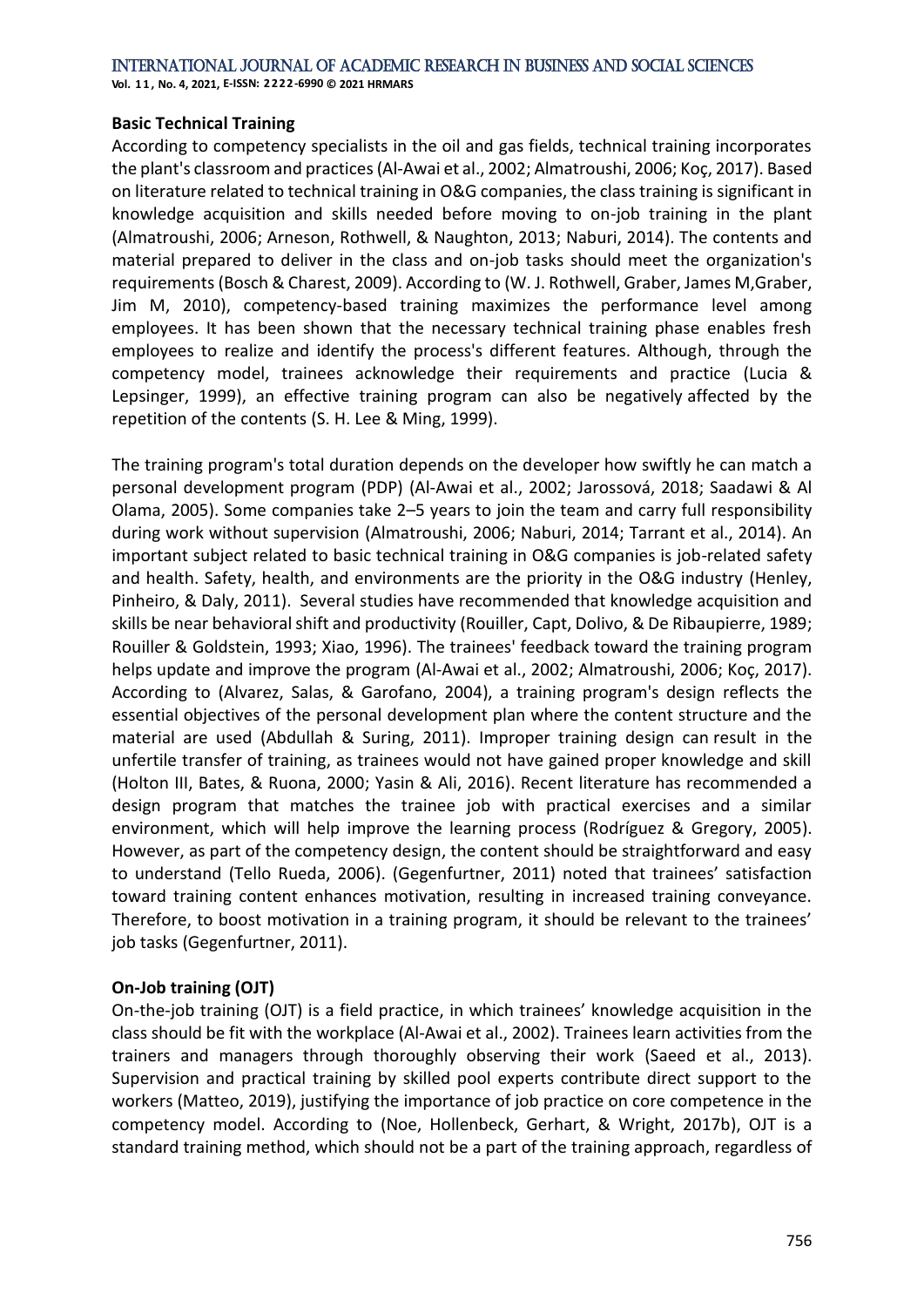**Basic Technical Training**

According to competency specialists in the oil and gas fields, technical training incorporates the plant's classroom and practices (Al-Awai et al., 2002; Almatroushi, 2006; Koç, 2017). Based on literature related to technical training in O&G companies, the class training is significant in knowledge acquisition and skills needed before moving to on-job training in the plant (Almatroushi, 2006; Arneson, Rothwell, & Naughton, 2013; Naburi, 2014). The contents and material prepared to deliver in the class and on-job tasks should meet the organization's requirements (Bosch & Charest, 2009). According to (W. J. Rothwell, Graber, James M,Graber, Jim M, 2010), competency-based training maximizes the performance level among employees. It has been shown that the necessary technical training phase enables fresh employees to realize and identify the process's different features. Although, through the competency model, trainees acknowledge their requirements and practice (Lucia & Lepsinger, 1999), an effective training program can also be negatively affected by the repetition of the contents (S. H. Lee & Ming, 1999).

The training program's total duration depends on the developer how swiftly he can match a personal development program (PDP) (Al-Awai et al., 2002; Jarossová, 2018; Saadawi & Al Olama, 2005). Some companies take 2–5 years to join the team and carry full responsibility during work without supervision (Almatroushi, 2006; Naburi, 2014; Tarrant et al., 2014). An important subject related to basic technical training in O&G companies is job-related safety and health. Safety, health, and environments are the priority in the O&G industry (Henley, Pinheiro, & Daly, 2011). Several studies have recommended that knowledge acquisition and skills be near behavioral shift and productivity (Rouiller, Capt, Dolivo, & De Ribaupierre, 1989; Rouiller & Goldstein, 1993; Xiao, 1996). The trainees' feedback toward the training program helps update and improve the program (Al-Awai et al., 2002; Almatroushi, 2006; Koç, 2017). According to (Alvarez, Salas, & Garofano, 2004), a training program's design reflects the essential objectives of the personal development plan where the content structure and the material are used (Abdullah & Suring, 2011). Improper training design can result in the unfertile transfer of training, as trainees would not have gained proper knowledge and skill (Holton III, Bates, & Ruona, 2000; Yasin & Ali, 2016). Recent literature has recommended a design program that matches the trainee job with practical exercises and a similar environment, which will help improve the learning process (Rodríguez & Gregory, 2005). However, as part of the competency design, the content should be straightforward and easy to understand (Tello Rueda, 2006). (Gegenfurtner, 2011) noted that trainees' satisfaction toward training content enhances motivation, resulting in increased training conveyance. Therefore, to boost motivation in a training program, it should be relevant to the trainees' job tasks (Gegenfurtner, 2011).

**On-Job training (OJT)**

On-the-job training (OJT) is a field practice, in which trainees' knowledge acquisition in the class should be fit with the workplace (Al-Awai et al., 2002). Trainees learn activities from the trainers and managers through thoroughly observing their work (Saeed et al., 2013). Supervision and practical training by skilled pool experts contribute direct support to the workers (Matteo, 2019), justifying the importance of job practice on core competence in the competency model. According to (Noe, Hollenbeck, Gerhart, & Wright, 2017b), OJT is a standard training method, which should not be a part of the training approach, regardless of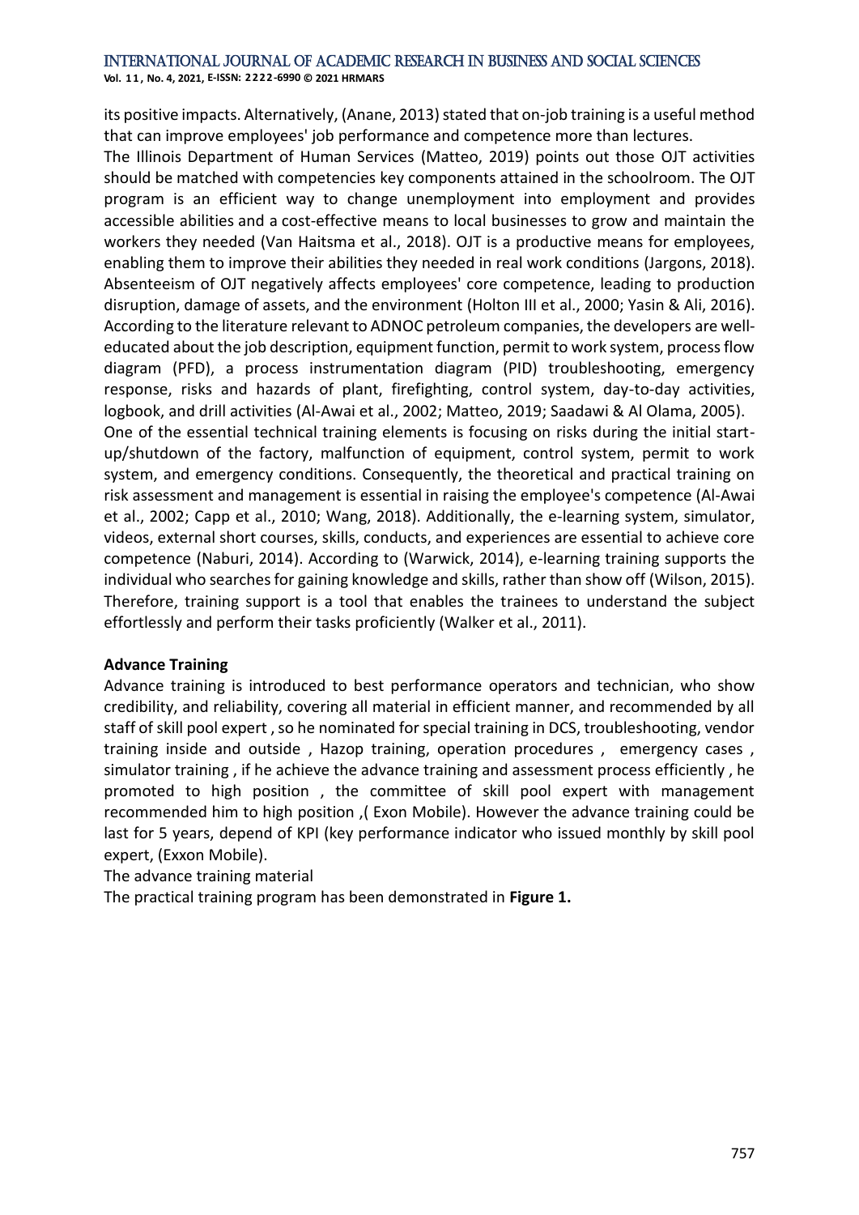its positive impacts. Alternatively, (Anane, 2013) stated that on-job training is a useful method that can improve employees' job performance and competence more than lectures.

The Illinois Department of Human Services (Matteo, 2019) points out those OJT activities should be matched with competencies key components attained in the schoolroom. The OJT program is an efficient way to change unemployment into employment and provides accessible abilities and a cost-effective means to local businesses to grow and maintain the workers they needed (Van Haitsma et al., 2018). OJT is a productive means for employees, enabling them to improve their abilities they needed in real work conditions (Jargons, 2018). Absenteeism of OJT negatively affects employees' core competence, leading to production disruption, damage of assets, and the environment (Holton III et al., 2000; Yasin & Ali, 2016). According to the literature relevant to ADNOC petroleum companies, the developers are well-educated about the job description, equipment function, permit to work system, process flow diagram (PFD), a process instrumentation diagram (PID) troubleshooting, emergency response, risks and hazards of plant, firefighting, control system, day-to-day activities, logbook, and drill activities (Al-Awai et al., 2002; Matteo, 2019; Saadawi & Al Olama, 2005).

One of the essential technical training elements is focusing on risks during the initial start-up/shutdown of the factory, malfunction of equipment, control system, permit to work system, and emergency conditions. Consequently, the theoretical and practical training on risk assessment and management is essential in raising the employee's competence (Al-Awai et al., 2002; Capp et al., 2010; Wang, 2018). Additionally, the e-learning system, simulator, videos, external short courses, skills, conducts, and experiences are essential to achieve core competence (Naburi, 2014). According to (Warwick, 2014), e-learning training supports the individual who searches for gaining knowledge and skills, rather than show off (Wilson, 2015). Therefore, training support is a tool that enables the trainees to understand the subject effortlessly and perform their tasks proficiently (Walker et al., 2011).

**Advance Training**

Advance training is introduced to best performance operators and technician, who show credibility, and reliability, covering all material in efficient manner, and recommended by all staff of skill pool expert , so he nominated for special training in DCS, troubleshooting, vendor training inside and outside , Hazop training, operation procedures , emergency cases , simulator training , if he achieve the advance training and assessment process efficiently , he promoted to high position , the committee of skill pool expert with management recommended him to high position ,( Exon Mobile). However the advance training could be last for 5 years, depend of KPI (key performance indicator who issued monthly by skill pool expert, (Exxon Mobile).

The advance training material

The practical training program has been demonstrated in **Figure 1.**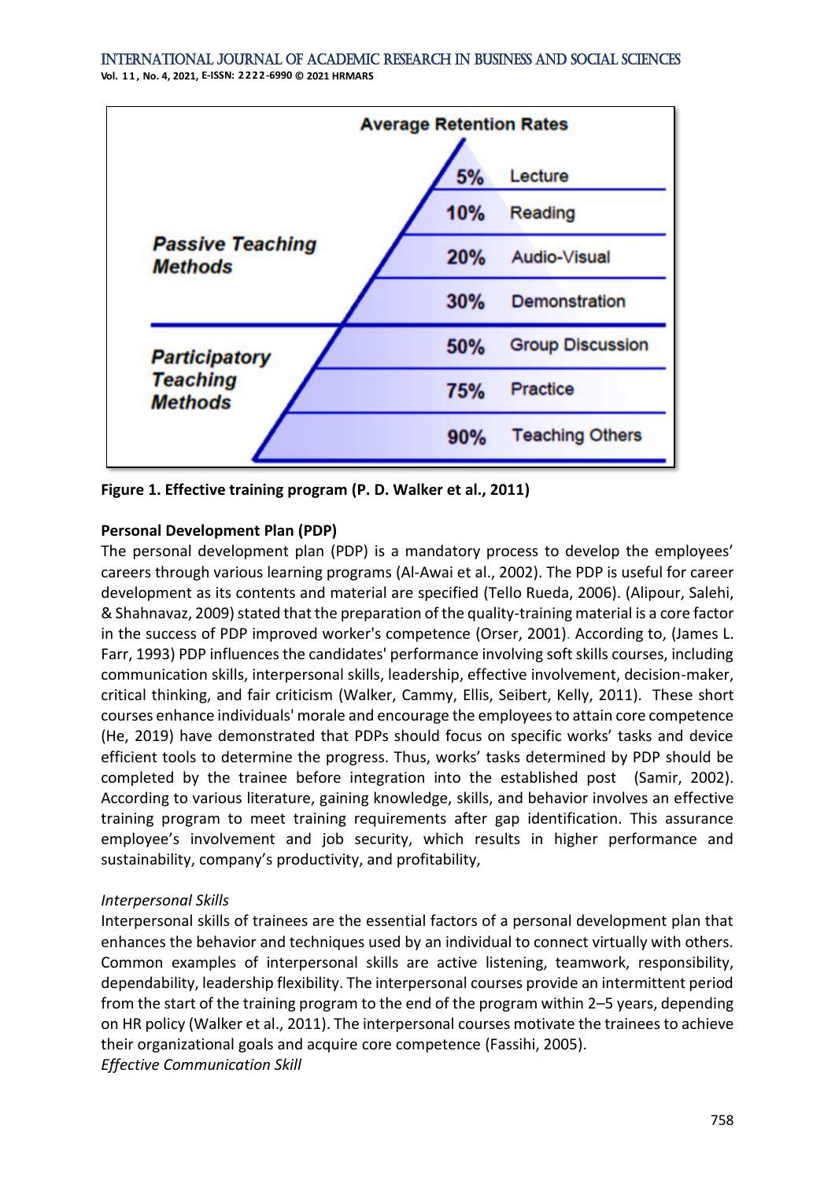| Average Retention Rates | | |
|---|---|---|
| **Passive Teaching Methods** | 5% | Lecture |
| | 10% | Reading |
| | 20% | Audio-Visual |
| | 30% | Demonstration |
| **Participatory Teaching Methods** | 50% | Group Discussion |
| | 75% | Practice |
| | 90% | Teaching Others |

**Figure 1. Effective training program (P. D. Walker et al., 2011)**

**Personal Development Plan (PDP)**

The personal development plan (PDP) is a mandatory process to develop the employees' careers through various learning programs (Al-Awai et al., 2002). The PDP is useful for career development as its contents and material are specified (Tello Rueda, 2006). (Alipour, Salehi, & Shahnavaz, 2009) stated that the preparation of the quality-training material is a core factor in the success of PDP improved worker's competence (Orser, 2001). According to, (James L. Farr, 1993) PDP influences the candidates' performance involving soft skills courses, including communication skills, interpersonal skills, leadership, effective involvement, decision-maker, critical thinking, and fair criticism (Walker, Cammy, Ellis, Seibert, Kelly, 2011). These short courses enhance individuals' morale and encourage the employees to attain core competence (He, 2019) have demonstrated that PDPs should focus on specific works' tasks and device efficient tools to determine the progress. Thus, works' tasks determined by PDP should be completed by the trainee before integration into the established post (Samir, 2002). According to various literature, gaining knowledge, skills, and behavior involves an effective training program to meet training requirements after gap identification. This assurance employee's involvement and job security, which results in higher performance and sustainability, company's productivity, and profitability,

*Interpersonal Skills*

Interpersonal skills of trainees are the essential factors of a personal development plan that enhances the behavior and techniques used by an individual to connect virtually with others. Common examples of interpersonal skills are active listening, teamwork, responsibility, dependability, leadership flexibility. The interpersonal courses provide an intermittent period from the start of the training program to the end of the program within 2–5 years, depending on HR policy (Walker et al., 2011). The interpersonal courses motivate the trainees to achieve their organizational goals and acquire core competence (Fassihi, 2005).

*Effective Communication Skill*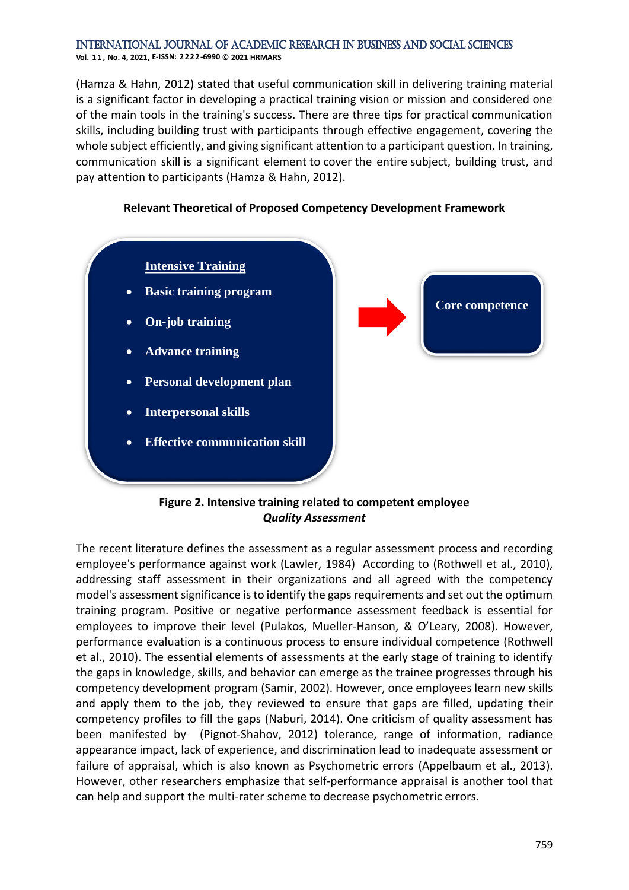(Hamza & Hahn, 2012) stated that useful communication skill in delivering training material is a significant factor in developing a practical training vision or mission and considered one of the main tools in the training's success. There are three tips for practical communication skills, including building trust with participants through effective engagement, covering the whole subject efficiently, and giving significant attention to a participant question. In training, communication skill is a significant element to cover the entire subject, building trust, and pay attention to participants (Hamza & Hahn, 2012).

**Relevant Theoretical of Proposed Competency Development Framework**

Intensive Training

- Basic training program
- On-job training
- Advance training
- Personal development plan
- Interpersonal skills
- Effective communication skill

→ Core competence

**Figure 2. Intensive training related to competent employee**

***Quality Assessment***

The recent literature defines the assessment as a regular assessment process and recording employee's performance against work (Lawler, 1984) According to (Rothwell et al., 2010), addressing staff assessment in their organizations and all agreed with the competency model's assessment significance is to identify the gaps requirements and set out the optimum training program. Positive or negative performance assessment feedback is essential for employees to improve their level (Pulakos, Mueller-Hanson, & O'Leary, 2008). However, performance evaluation is a continuous process to ensure individual competence (Rothwell et al., 2010). The essential elements of assessments at the early stage of training to identify the gaps in knowledge, skills, and behavior can emerge as the trainee progresses through his competency development program (Samir, 2002). However, once employees learn new skills and apply them to the job, they reviewed to ensure that gaps are filled, updating their competency profiles to fill the gaps (Naburi, 2014). One criticism of quality assessment has been manifested by (Pignot-Shahov, 2012) tolerance, range of information, radiance appearance impact, lack of experience, and discrimination lead to inadequate assessment or failure of appraisal, which is also known as Psychometric errors (Appelbaum et al., 2013). However, other researchers emphasize that self-performance appraisal is another tool that can help and support the multi-rater scheme to decrease psychometric errors.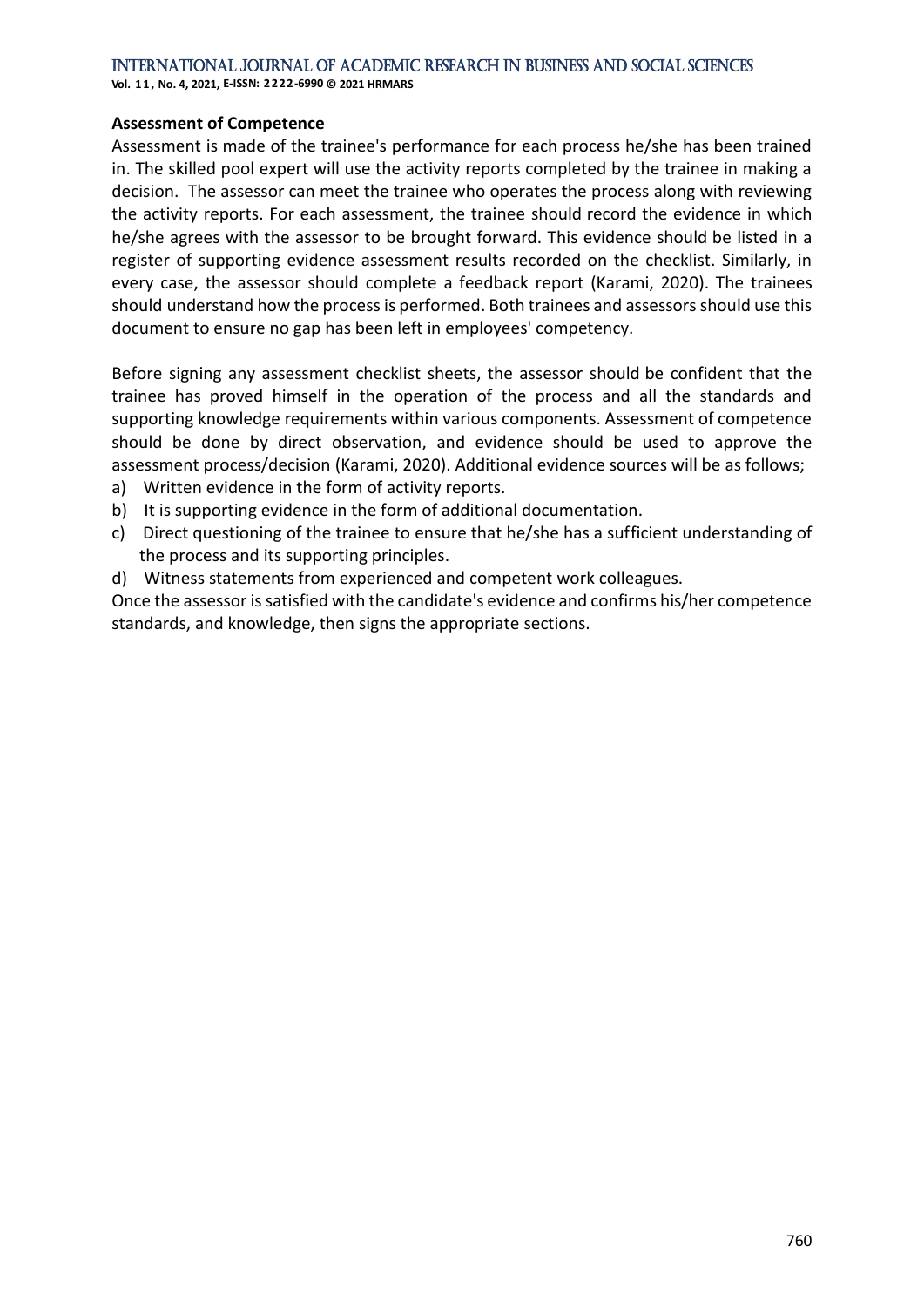**Assessment of Competence**

Assessment is made of the trainee's performance for each process he/she has been trained in. The skilled pool expert will use the activity reports completed by the trainee in making a decision. The assessor can meet the trainee who operates the process along with reviewing the activity reports. For each assessment, the trainee should record the evidence in which he/she agrees with the assessor to be brought forward. This evidence should be listed in a register of supporting evidence assessment results recorded on the checklist. Similarly, in every case, the assessor should complete a feedback report (Karami, 2020). The trainees should understand how the process is performed. Both trainees and assessors should use this document to ensure no gap has been left in employees' competency.

Before signing any assessment checklist sheets, the assessor should be confident that the trainee has proved himself in the operation of the process and all the standards and supporting knowledge requirements within various components. Assessment of competence should be done by direct observation, and evidence should be used to approve the assessment process/decision (Karami, 2020). Additional evidence sources will be as follows;

a) Written evidence in the form of activity reports.
b) It is supporting evidence in the form of additional documentation.
c) Direct questioning of the trainee to ensure that he/she has a sufficient understanding of the process and its supporting principles.
d) Witness statements from experienced and competent work colleagues.

Once the assessor is satisfied with the candidate's evidence and confirms his/her competence standards, and knowledge, then signs the appropriate sections.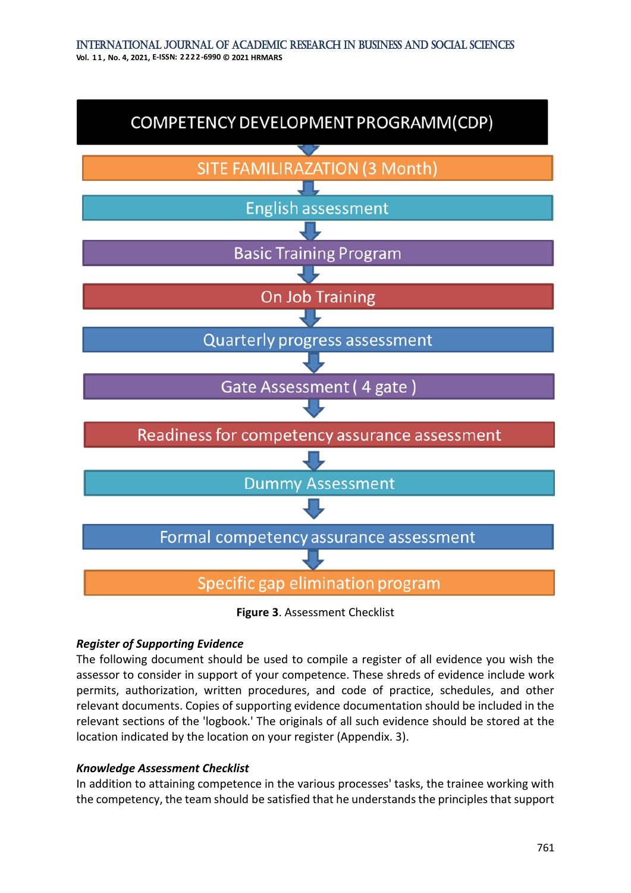COMPETENCY DEVELOPMENT PROGRAMM(CDP)

SITE FAMILIRAZATION (3 Month)

English assessment

Basic Training Program

On Job Training

Quarterly progress assessment

Gate Assessment ( 4 gate )

Readiness for competency assurance assessment

Dummy Assessment

Formal competency assurance assessment

Specific gap elimination program

**Figure 3**. Assessment Checklist

***Register of Supporting Evidence***

The following document should be used to compile a register of all evidence you wish the assessor to consider in support of your competence. These shreds of evidence include work permits, authorization, written procedures, and code of practice, schedules, and other relevant documents. Copies of supporting evidence documentation should be included in the relevant sections of the 'logbook.' The originals of all such evidence should be stored at the location indicated by the location on your register (Appendix. 3).

***Knowledge Assessment Checklist***

In addition to attaining competence in the various processes' tasks, the trainee working with the competency, the team should be satisfied that he understands the principles that support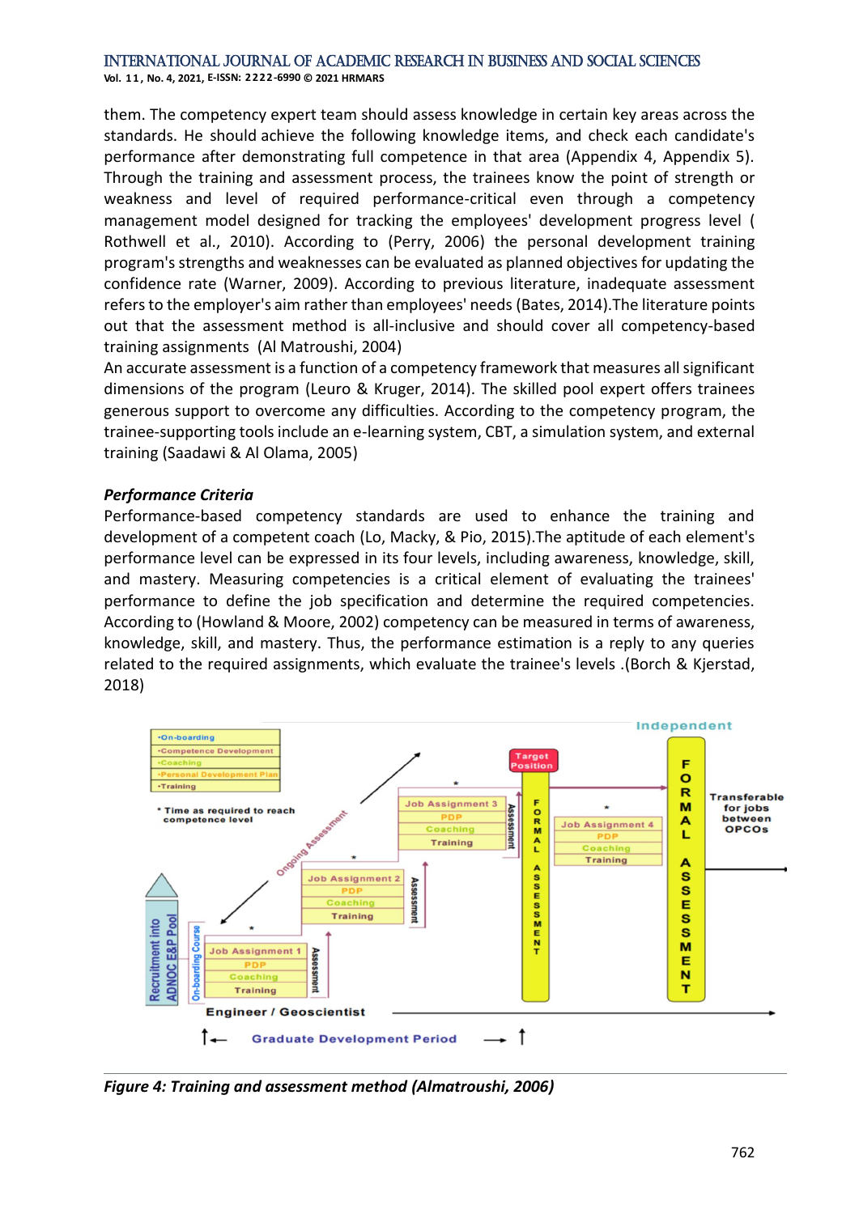them. The competency expert team should assess knowledge in certain key areas across the standards. He should achieve the following knowledge items, and check each candidate's performance after demonstrating full competence in that area (Appendix 4, Appendix 5). Through the training and assessment process, the trainees know the point of strength or weakness and level of required performance-critical even through a competency management model designed for tracking the employees' development progress level ( Rothwell et al., 2010). According to (Perry, 2006) the personal development training program's strengths and weaknesses can be evaluated as planned objectives for updating the confidence rate (Warner, 2009). According to previous literature, inadequate assessment refers to the employer's aim rather than employees' needs (Bates, 2014).The literature points out that the assessment method is all-inclusive and should cover all competency-based training assignments (Al Matroushi, 2004)

An accurate assessment is a function of a competency framework that measures all significant dimensions of the program (Leuro & Kruger, 2014). The skilled pool expert offers trainees generous support to overcome any difficulties. According to the competency program, the trainee-supporting tools include an e-learning system, CBT, a simulation system, and external training (Saadawi & Al Olama, 2005)

***Performance Criteria***

Performance-based competency standards are used to enhance the training and development of a competent coach (Lo, Macky, & Pio, 2015).The aptitude of each element's performance level can be expressed in its four levels, including awareness, knowledge, skill, and mastery. Measuring competencies is a critical element of evaluating the trainees' performance to define the job specification and determine the required competencies. According to (Howland & Moore, 2002) competency can be measured in terms of awareness, knowledge, skill, and mastery. Thus, the performance estimation is a reply to any queries related to the required assignments, which evaluate the trainee's levels .(Borch & Kjerstad, 2018)

*Figure 4: Training and assessment method (Almatroushi, 2006)*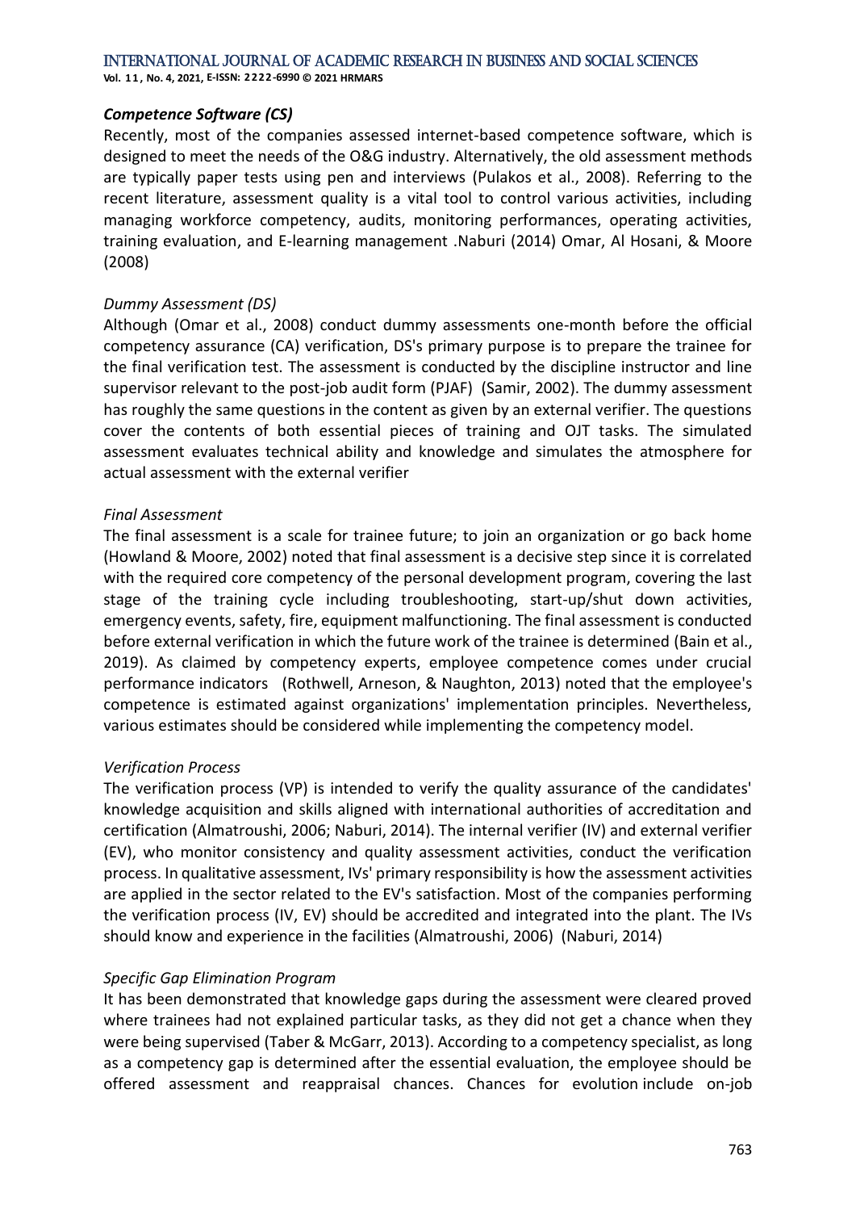### *Competence Software (CS)*

Recently, most of the companies assessed internet-based competence software, which is designed to meet the needs of the O&G industry. Alternatively, the old assessment methods are typically paper tests using pen and interviews (Pulakos et al., 2008). Referring to the recent literature, assessment quality is a vital tool to control various activities, including managing workforce competency, audits, monitoring performances, operating activities, training evaluation, and E-learning management .Naburi (2014) Omar, Al Hosani, & Moore (2008)

### *Dummy Assessment (DS)*

Although (Omar et al., 2008) conduct dummy assessments one-month before the official competency assurance (CA) verification, DS's primary purpose is to prepare the trainee for the final verification test. The assessment is conducted by the discipline instructor and line supervisor relevant to the post-job audit form (PJAF) (Samir, 2002). The dummy assessment has roughly the same questions in the content as given by an external verifier. The questions cover the contents of both essential pieces of training and OJT tasks. The simulated assessment evaluates technical ability and knowledge and simulates the atmosphere for actual assessment with the external verifier

### *Final Assessment*

The final assessment is a scale for trainee future; to join an organization or go back home (Howland & Moore, 2002) noted that final assessment is a decisive step since it is correlated with the required core competency of the personal development program, covering the last stage of the training cycle including troubleshooting, start-up/shut down activities, emergency events, safety, fire, equipment malfunctioning. The final assessment is conducted before external verification in which the future work of the trainee is determined (Bain et al., 2019). As claimed by competency experts, employee competence comes under crucial performance indicators (Rothwell, Arneson, & Naughton, 2013) noted that the employee's competence is estimated against organizations' implementation principles. Nevertheless, various estimates should be considered while implementing the competency model.

### *Verification Process*

The verification process (VP) is intended to verify the quality assurance of the candidates' knowledge acquisition and skills aligned with international authorities of accreditation and certification (Almatroushi, 2006; Naburi, 2014). The internal verifier (IV) and external verifier (EV), who monitor consistency and quality assessment activities, conduct the verification process. In qualitative assessment, IVs' primary responsibility is how the assessment activities are applied in the sector related to the EV's satisfaction. Most of the companies performing the verification process (IV, EV) should be accredited and integrated into the plant. The IVs should know and experience in the facilities (Almatroushi, 2006) (Naburi, 2014)

### *Specific Gap Elimination Program*

It has been demonstrated that knowledge gaps during the assessment were cleared proved where trainees had not explained particular tasks, as they did not get a chance when they were being supervised (Taber & McGarr, 2013). According to a competency specialist, as long as a competency gap is determined after the essential evaluation, the employee should be offered assessment and reappraisal chances. Chances for evolution include on-job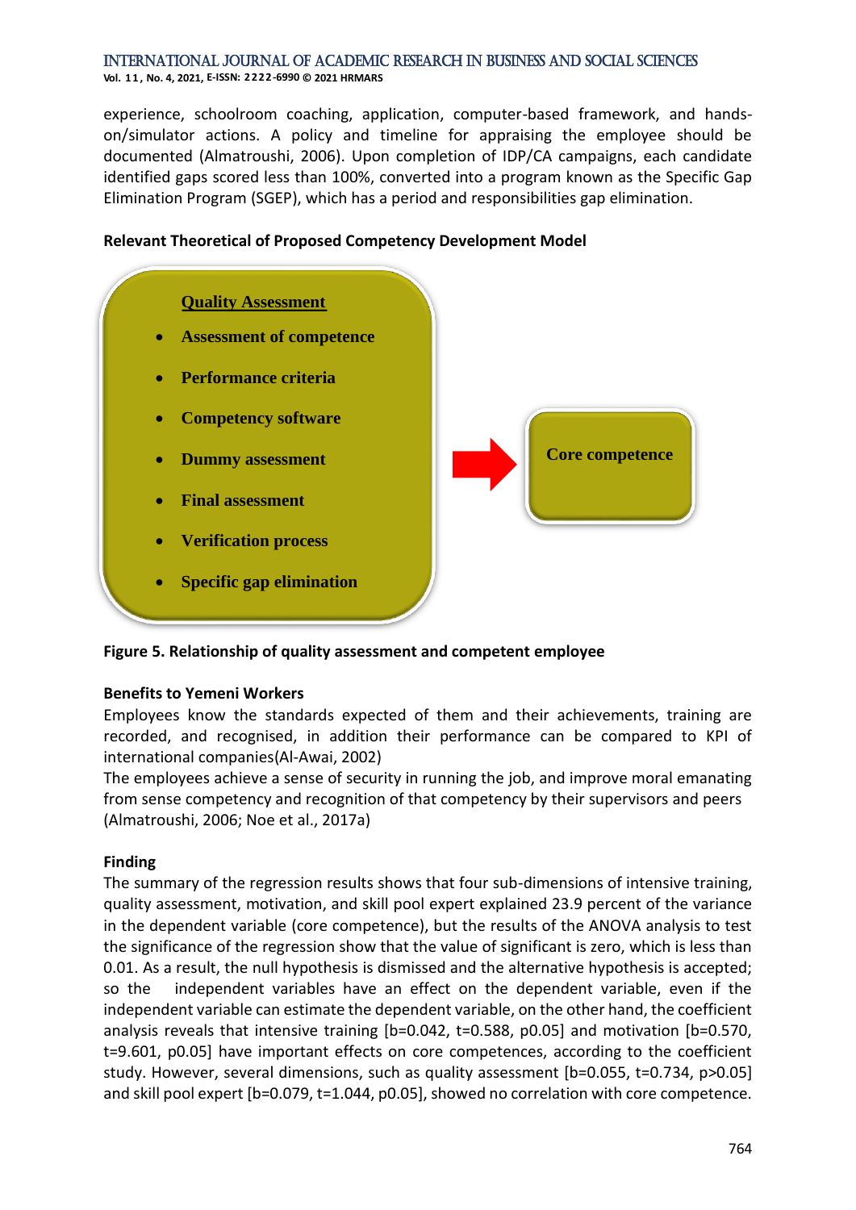experience, schoolroom coaching, application, computer-based framework, and hands-on/simulator actions. A policy and timeline for appraising the employee should be documented (Almatroushi, 2006). Upon completion of IDP/CA campaigns, each candidate identified gaps scored less than 100%, converted into a program known as the Specific Gap Elimination Program (SGEP), which has a period and responsibilities gap elimination.

**Relevant Theoretical of Proposed Competency Development Model**

**Quality Assessment**

- **Assessment of competence**
- **Performance criteria**
- **Competency software**
- **Dummy assessment**
- **Final assessment**
- **Verification process**
- **Specific gap elimination**

**Core competence**

**Figure 5. Relationship of quality assessment and competent employee**

**Benefits to Yemeni Workers**

Employees know the standards expected of them and their achievements, training are recorded, and recognised, in addition their performance can be compared to KPI of international companies(Al-Awai, 2002)

The employees achieve a sense of security in running the job, and improve moral emanating from sense competency and recognition of that competency by their supervisors and peers (Almatroushi, 2006; Noe et al., 2017a)

**Finding**

The summary of the regression results shows that four sub-dimensions of intensive training, quality assessment, motivation, and skill pool expert explained 23.9 percent of the variance in the dependent variable (core competence), but the results of the ANOVA analysis to test the significance of the regression show that the value of significant is zero, which is less than 0.01. As a result, the null hypothesis is dismissed and the alternative hypothesis is accepted; so the independent variables have an effect on the dependent variable, even if the independent variable can estimate the dependent variable, on the other hand, the coefficient analysis reveals that intensive training [b=0.042, t=0.588, p0.05] and motivation [b=0.570, t=9.601, p0.05] have important effects on core competences, according to the coefficient study. However, several dimensions, such as quality assessment [b=0.055, t=0.734, p>0.05] and skill pool expert [b=0.079, t=1.044, p0.05], showed no correlation with core competence.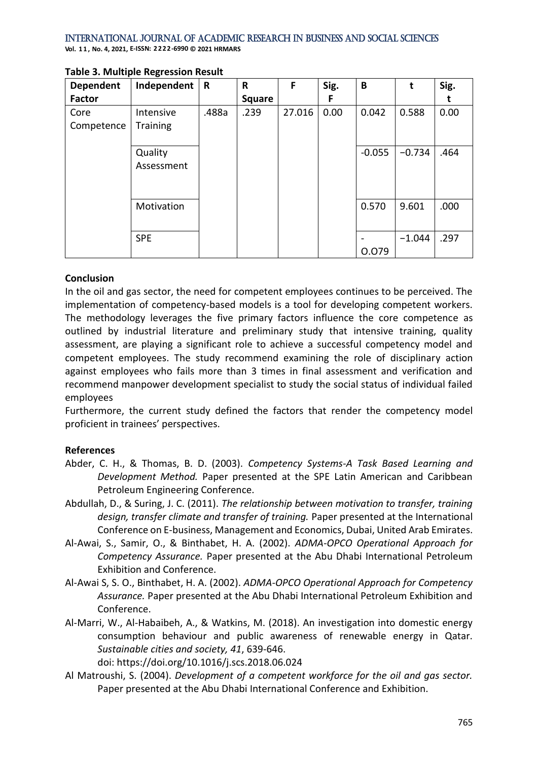**Table 3. Multiple Regression Result**

| Dependent Factor | Independent | R | R Square | F | Sig. F | B | t | Sig. t |
|---|---|---|---|---|---|---|---|---|
| Core Competence | Intensive Training | .488a | .239 | 27.016 | 0.00 | 0.042 | 0.588 | 0.00 |
| | Quality Assessment | | | | | -0.055 | −0.734 | .464 |
| | Motivation | | | | | 0.570 | 9.601 | .000 |
| | SPE | | | | | - O.O79 | −1.044 | .297 |

**Conclusion**

In the oil and gas sector, the need for competent employees continues to be perceived. The implementation of competency-based models is a tool for developing competent workers. The methodology leverages the five primary factors influence the core competence as outlined by industrial literature and preliminary study that intensive training, quality assessment, are playing a significant role to achieve a successful competency model and competent employees. The study recommend examining the role of disciplinary action against employees who fails more than 3 times in final assessment and verification and recommend manpower development specialist to study the social status of individual failed employees

Furthermore, the current study defined the factors that render the competency model proficient in trainees' perspectives.

**References**

Abder, C. H., & Thomas, B. D. (2003). *Competency Systems-A Task Based Learning and Development Method.* Paper presented at the SPE Latin American and Caribbean Petroleum Engineering Conference.

Abdullah, D., & Suring, J. C. (2011). *The relationship between motivation to transfer, training design, transfer climate and transfer of training.* Paper presented at the International Conference on E-business, Management and Economics, Dubai, United Arab Emirates.

Al-Awai, S., Samir, O., & Binthabet, H. A. (2002). *ADMA-OPCO Operational Approach for Competency Assurance.* Paper presented at the Abu Dhabi International Petroleum Exhibition and Conference.

Al-Awai S, S. O., Binthabet, H. A. (2002). *ADMA-OPCO Operational Approach for Competency Assurance.* Paper presented at the Abu Dhabi International Petroleum Exhibition and Conference.

Al-Marri, W., Al-Habaibeh, A., & Watkins, M. (2018). An investigation into domestic energy consumption behaviour and public awareness of renewable energy in Qatar. *Sustainable cities and society, 41*, 639-646. doi: https://doi.org/10.1016/j.scs.2018.06.024

Al Matroushi, S. (2004). *Development of a competent workforce for the oil and gas sector.* Paper presented at the Abu Dhabi International Conference and Exhibition.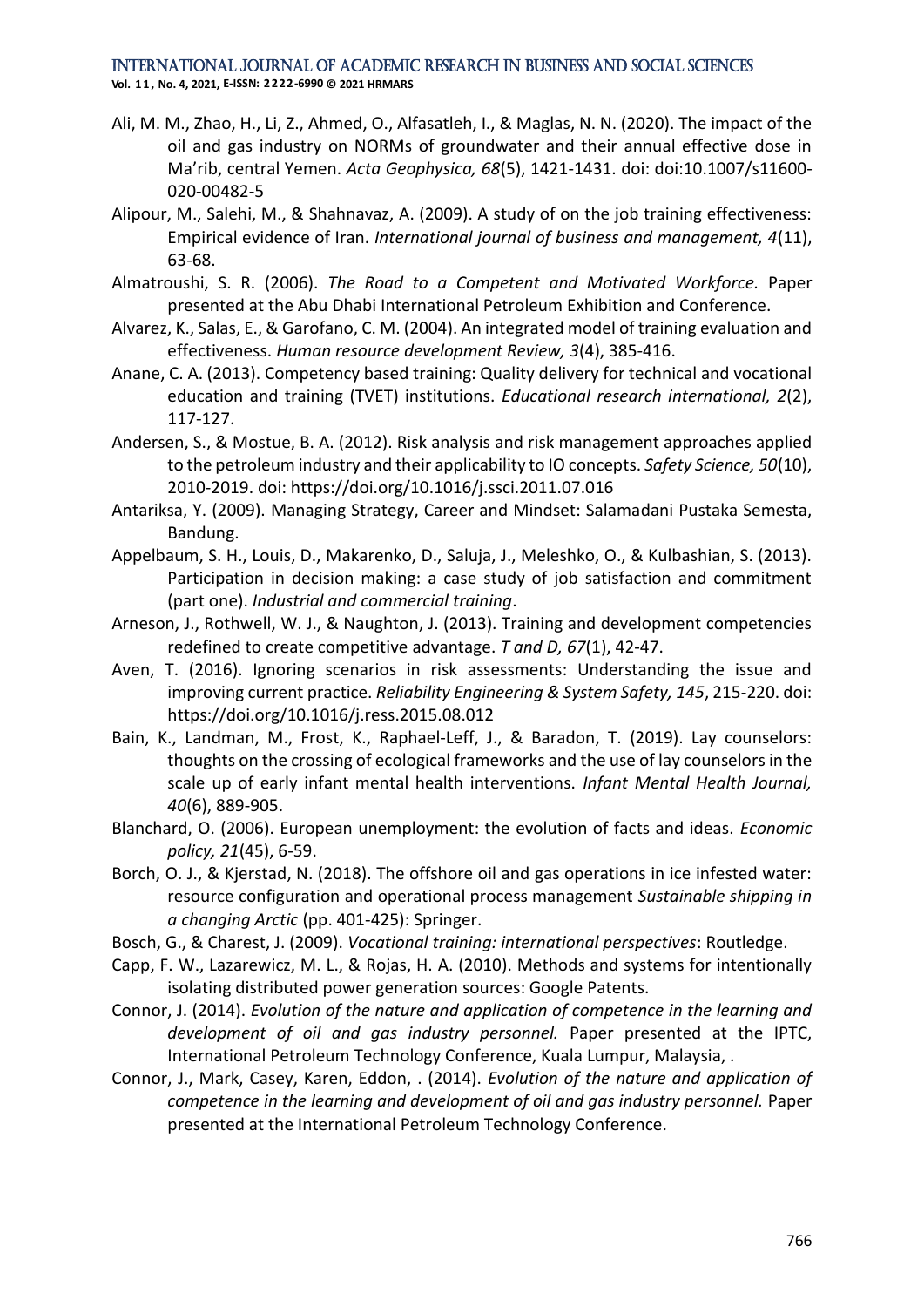Ali, M. M., Zhao, H., Li, Z., Ahmed, O., Alfasatleh, I., & Maglas, N. N. (2020). The impact of the oil and gas industry on NORMs of groundwater and their annual effective dose in Ma'rib, central Yemen. *Acta Geophysica, 68*(5), 1421-1431. doi: doi:10.1007/s11600-020-00482-5

Alipour, M., Salehi, M., & Shahnavaz, A. (2009). A study of on the job training effectiveness: Empirical evidence of Iran. *International journal of business and management, 4*(11), 63-68.

Almatroushi, S. R. (2006). *The Road to a Competent and Motivated Workforce.* Paper presented at the Abu Dhabi International Petroleum Exhibition and Conference.

Alvarez, K., Salas, E., & Garofano, C. M. (2004). An integrated model of training evaluation and effectiveness. *Human resource development Review, 3*(4), 385-416.

Anane, C. A. (2013). Competency based training: Quality delivery for technical and vocational education and training (TVET) institutions. *Educational research international, 2*(2), 117-127.

Andersen, S., & Mostue, B. A. (2012). Risk analysis and risk management approaches applied to the petroleum industry and their applicability to IO concepts. *Safety Science, 50*(10), 2010-2019. doi: https://doi.org/10.1016/j.ssci.2011.07.016

Antariksa, Y. (2009). Managing Strategy, Career and Mindset: Salamadani Pustaka Semesta, Bandung.

Appelbaum, S. H., Louis, D., Makarenko, D., Saluja, J., Meleshko, O., & Kulbashian, S. (2013). Participation in decision making: a case study of job satisfaction and commitment (part one). *Industrial and commercial training*.

Arneson, J., Rothwell, W. J., & Naughton, J. (2013). Training and development competencies redefined to create competitive advantage. *T and D, 67*(1), 42-47.

Aven, T. (2016). Ignoring scenarios in risk assessments: Understanding the issue and improving current practice. *Reliability Engineering & System Safety, 145*, 215-220. doi: https://doi.org/10.1016/j.ress.2015.08.012

Bain, K., Landman, M., Frost, K., Raphael-Leff, J., & Baradon, T. (2019). Lay counselors: thoughts on the crossing of ecological frameworks and the use of lay counselors in the scale up of early infant mental health interventions. *Infant Mental Health Journal, 40*(6), 889-905.

Blanchard, O. (2006). European unemployment: the evolution of facts and ideas. *Economic policy, 21*(45), 6-59.

Borch, O. J., & Kjerstad, N. (2018). The offshore oil and gas operations in ice infested water: resource configuration and operational process management *Sustainable shipping in a changing Arctic* (pp. 401-425): Springer.

Bosch, G., & Charest, J. (2009). *Vocational training: international perspectives*: Routledge.

Capp, F. W., Lazarewicz, M. L., & Rojas, H. A. (2010). Methods and systems for intentionally isolating distributed power generation sources: Google Patents.

Connor, J. (2014). *Evolution of the nature and application of competence in the learning and development of oil and gas industry personnel.* Paper presented at the IPTC, International Petroleum Technology Conference, Kuala Lumpur, Malaysia, .

Connor, J., Mark, Casey, Karen, Eddon, . (2014). *Evolution of the nature and application of competence in the learning and development of oil and gas industry personnel.* Paper presented at the International Petroleum Technology Conference.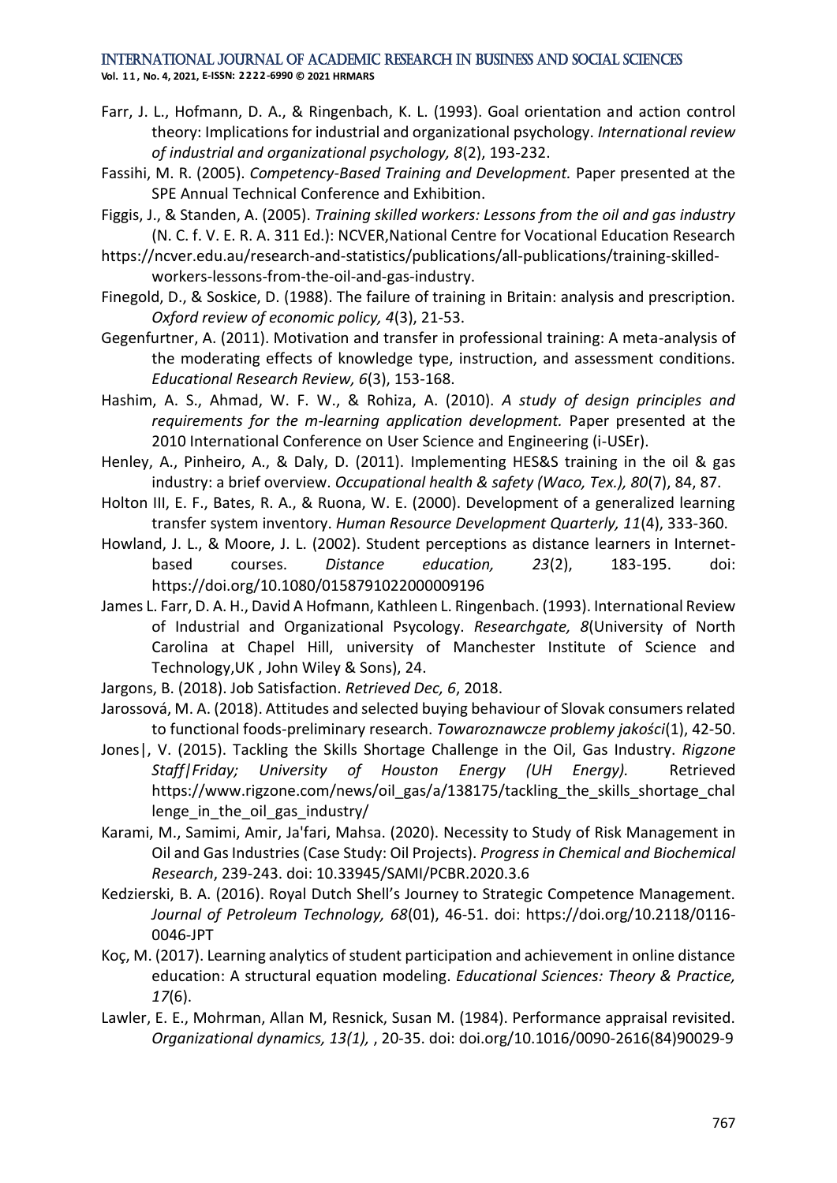Farr, J. L., Hofmann, D. A., & Ringenbach, K. L. (1993). Goal orientation and action control theory: Implications for industrial and organizational psychology. *International review of industrial and organizational psychology, 8*(2), 193-232.

Fassihi, M. R. (2005). *Competency-Based Training and Development.* Paper presented at the SPE Annual Technical Conference and Exhibition.

Figgis, J., & Standen, A. (2005). *Training skilled workers: Lessons from the oil and gas industry* (N. C. f. V. E. R. A. 311 Ed.): NCVER,National Centre for Vocational Education Research

https://ncver.edu.au/research-and-statistics/publications/all-publications/training-skilled-workers-lessons-from-the-oil-and-gas-industry.

Finegold, D., & Soskice, D. (1988). The failure of training in Britain: analysis and prescription. *Oxford review of economic policy, 4*(3), 21-53.

Gegenfurtner, A. (2011). Motivation and transfer in professional training: A meta-analysis of the moderating effects of knowledge type, instruction, and assessment conditions. *Educational Research Review, 6*(3), 153-168.

Hashim, A. S., Ahmad, W. F. W., & Rohiza, A. (2010). *A study of design principles and requirements for the m-learning application development.* Paper presented at the 2010 International Conference on User Science and Engineering (i-USEr).

Henley, A., Pinheiro, A., & Daly, D. (2011). Implementing HES&S training in the oil & gas industry: a brief overview. *Occupational health & safety (Waco, Tex.), 80*(7), 84, 87.

Holton III, E. F., Bates, R. A., & Ruona, W. E. (2000). Development of a generalized learning transfer system inventory. *Human Resource Development Quarterly, 11*(4), 333-360.

Howland, J. L., & Moore, J. L. (2002). Student perceptions as distance learners in Internet-based courses. *Distance education, 23*(2), 183-195. doi: https://doi.org/10.1080/0158791022000009196

James L. Farr, D. A. H., David A Hofmann, Kathleen L. Ringenbach. (1993). International Review of Industrial and Organizational Psycology. *Researchgate, 8*(University of North Carolina at Chapel Hill, university of Manchester Institute of Science and Technology,UK , John Wiley & Sons), 24.

Jargons, B. (2018). Job Satisfaction. *Retrieved Dec, 6*, 2018.

Jarossová, M. A. (2018). Attitudes and selected buying behaviour of Slovak consumers related to functional foods-preliminary research. *Towaroznawcze problemy jakości*(1), 42-50.

Jones|, V. (2015). Tackling the Skills Shortage Challenge in the Oil, Gas Industry. *Rigzone Staff|Friday; University of Houston Energy (UH Energy).* Retrieved https://www.rigzone.com/news/oil_gas/a/138175/tackling_the_skills_shortage_challenge_in_the_oil_gas_industry/

Karami, M., Samimi, Amir, Ja'fari, Mahsa. (2020). Necessity to Study of Risk Management in Oil and Gas Industries (Case Study: Oil Projects). *Progress in Chemical and Biochemical Research*, 239-243. doi: 10.33945/SAMI/PCBR.2020.3.6

Kedzierski, B. A. (2016). Royal Dutch Shell's Journey to Strategic Competence Management. *Journal of Petroleum Technology, 68*(01), 46-51. doi: https://doi.org/10.2118/0116-0046-JPT

Koç, M. (2017). Learning analytics of student participation and achievement in online distance education: A structural equation modeling. *Educational Sciences: Theory & Practice, 17*(6).

Lawler, E. E., Mohrman, Allan M, Resnick, Susan M. (1984). Performance appraisal revisited. *Organizational dynamics, 13(1),* , 20-35. doi: doi.org/10.1016/0090-2616(84)90029-9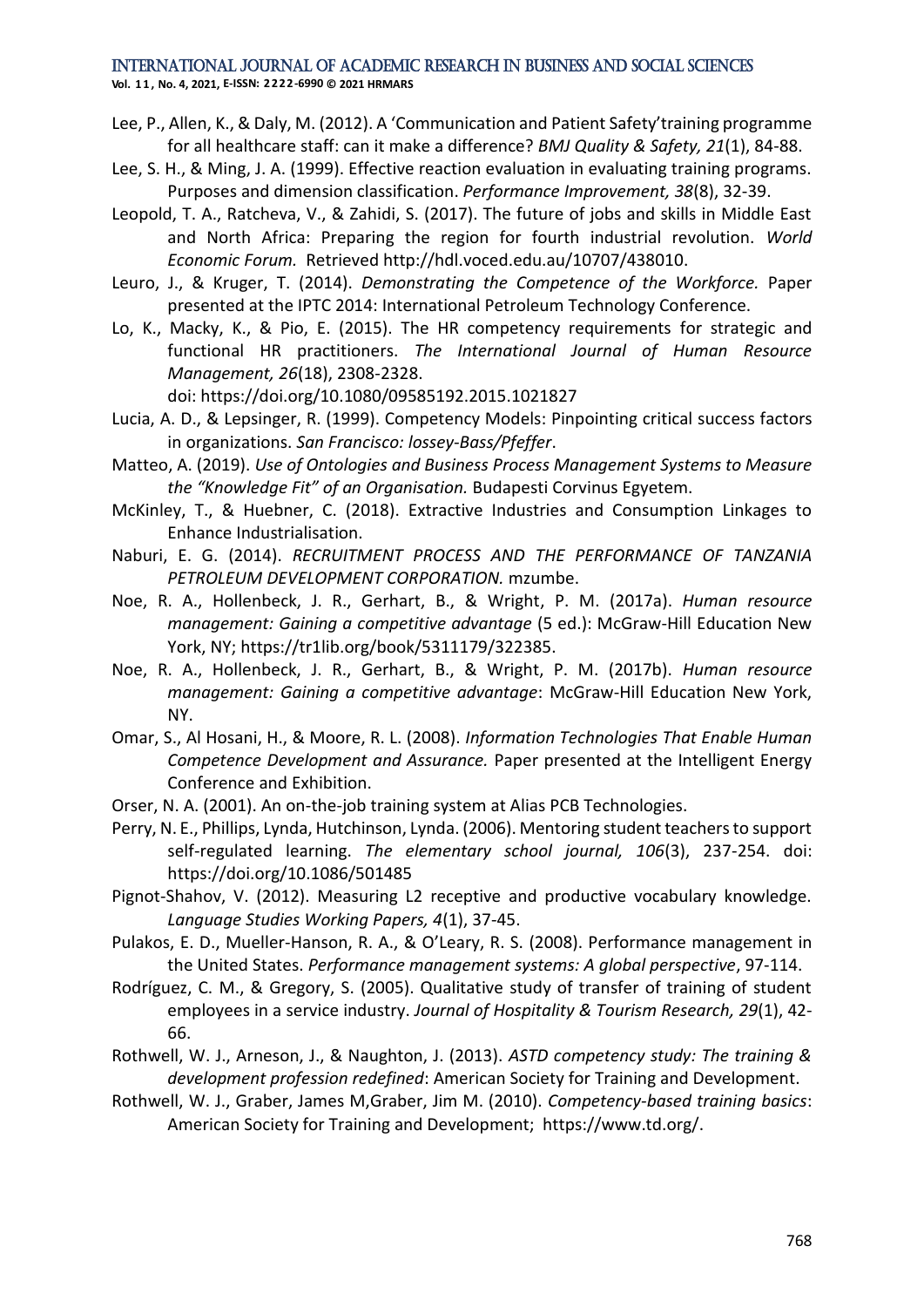Lee, P., Allen, K., & Daly, M. (2012). A 'Communication and Patient Safety'training programme for all healthcare staff: can it make a difference? *BMJ Quality & Safety, 21*(1), 84-88.

Lee, S. H., & Ming, J. A. (1999). Effective reaction evaluation in evaluating training programs. Purposes and dimension classification. *Performance Improvement, 38*(8), 32-39.

Leopold, T. A., Ratcheva, V., & Zahidi, S. (2017). The future of jobs and skills in Middle East and North Africa: Preparing the region for fourth industrial revolution. *World Economic Forum.* Retrieved http://hdl.voced.edu.au/10707/438010.

Leuro, J., & Kruger, T. (2014). *Demonstrating the Competence of the Workforce.* Paper presented at the IPTC 2014: International Petroleum Technology Conference.

Lo, K., Macky, K., & Pio, E. (2015). The HR competency requirements for strategic and functional HR practitioners. *The International Journal of Human Resource Management, 26*(18), 2308-2328. doi: https://doi.org/10.1080/09585192.2015.1021827

Lucia, A. D., & Lepsinger, R. (1999). Competency Models: Pinpointing critical success factors in organizations. *San Francisco: lossey-Bass/Pfeffer*.

Matteo, A. (2019). *Use of Ontologies and Business Process Management Systems to Measure the "Knowledge Fit" of an Organisation.* Budapesti Corvinus Egyetem.

McKinley, T., & Huebner, C. (2018). Extractive Industries and Consumption Linkages to Enhance Industrialisation.

Naburi, E. G. (2014). *RECRUITMENT PROCESS AND THE PERFORMANCE OF TANZANIA PETROLEUM DEVELOPMENT CORPORATION.* mzumbe.

Noe, R. A., Hollenbeck, J. R., Gerhart, B., & Wright, P. M. (2017a). *Human resource management: Gaining a competitive advantage* (5 ed.): McGraw-Hill Education New York, NY; https://tr1lib.org/book/5311179/322385.

Noe, R. A., Hollenbeck, J. R., Gerhart, B., & Wright, P. M. (2017b). *Human resource management: Gaining a competitive advantage*: McGraw-Hill Education New York, NY.

Omar, S., Al Hosani, H., & Moore, R. L. (2008). *Information Technologies That Enable Human Competence Development and Assurance.* Paper presented at the Intelligent Energy Conference and Exhibition.

Orser, N. A. (2001). An on-the-job training system at Alias PCB Technologies.

Perry, N. E., Phillips, Lynda, Hutchinson, Lynda. (2006). Mentoring student teachers to support self-regulated learning. *The elementary school journal, 106*(3), 237-254. doi: https://doi.org/10.1086/501485

Pignot-Shahov, V. (2012). Measuring L2 receptive and productive vocabulary knowledge. *Language Studies Working Papers, 4*(1), 37-45.

Pulakos, E. D., Mueller-Hanson, R. A., & O'Leary, R. S. (2008). Performance management in the United States. *Performance management systems: A global perspective*, 97-114.

Rodríguez, C. M., & Gregory, S. (2005). Qualitative study of transfer of training of student employees in a service industry. *Journal of Hospitality & Tourism Research, 29*(1), 42-66.

Rothwell, W. J., Arneson, J., & Naughton, J. (2013). *ASTD competency study: The training & development profession redefined*: American Society for Training and Development.

Rothwell, W. J., Graber, James M,Graber, Jim M. (2010). *Competency-based training basics*: American Society for Training and Development; https://www.td.org/.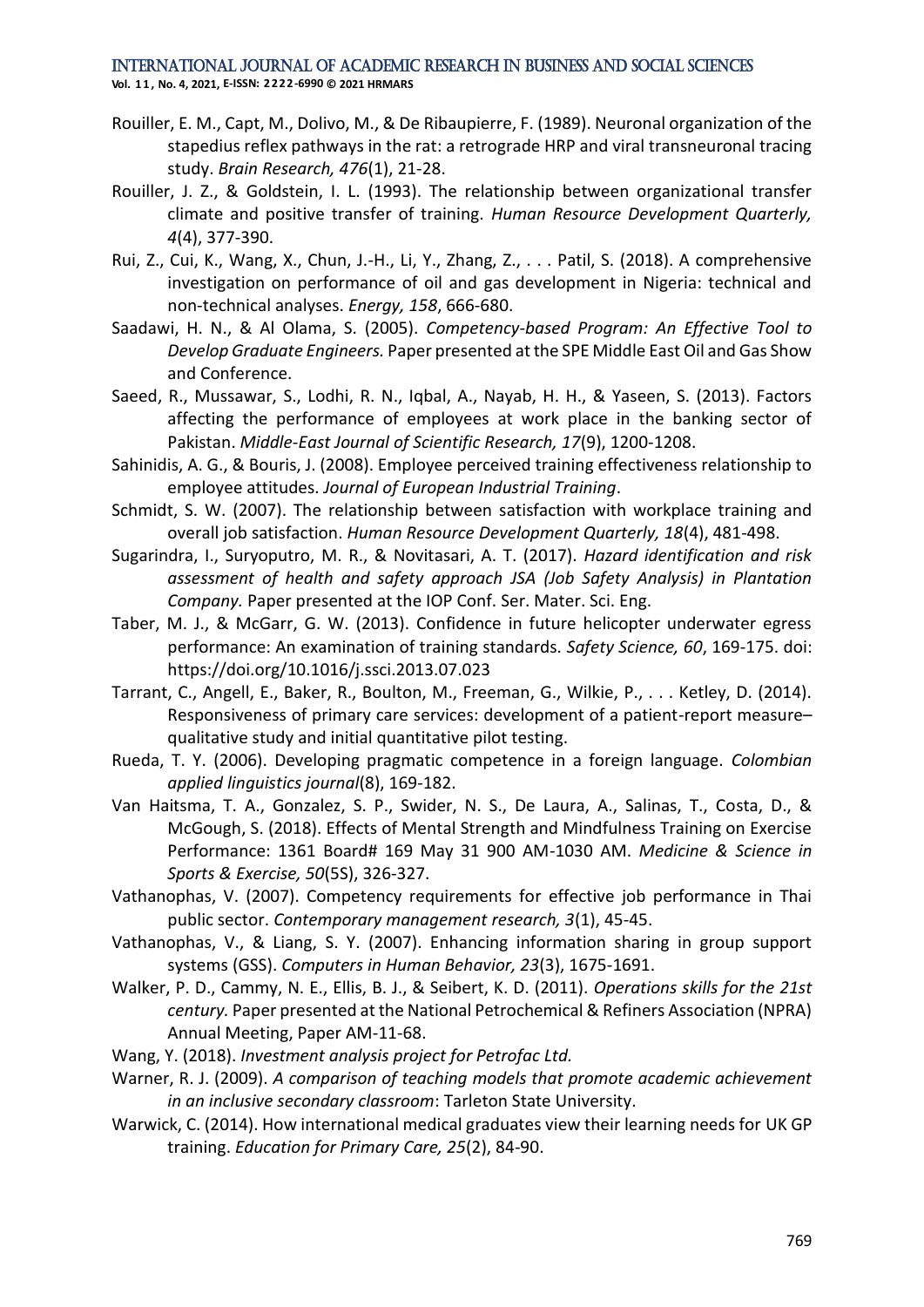Rouiller, E. M., Capt, M., Dolivo, M., & De Ribaupierre, F. (1989). Neuronal organization of the stapedius reflex pathways in the rat: a retrograde HRP and viral transneuronal tracing study. *Brain Research, 476*(1), 21-28.

Rouiller, J. Z., & Goldstein, I. L. (1993). The relationship between organizational transfer climate and positive transfer of training. *Human Resource Development Quarterly, 4*(4), 377-390.

Rui, Z., Cui, K., Wang, X., Chun, J.-H., Li, Y., Zhang, Z., . . . Patil, S. (2018). A comprehensive investigation on performance of oil and gas development in Nigeria: technical and non-technical analyses. *Energy, 158*, 666-680.

Saadawi, H. N., & Al Olama, S. (2005). *Competency-based Program: An Effective Tool to Develop Graduate Engineers.* Paper presented at the SPE Middle East Oil and Gas Show and Conference.

Saeed, R., Mussawar, S., Lodhi, R. N., Iqbal, A., Nayab, H. H., & Yaseen, S. (2013). Factors affecting the performance of employees at work place in the banking sector of Pakistan. *Middle-East Journal of Scientific Research, 17*(9), 1200-1208.

Sahinidis, A. G., & Bouris, J. (2008). Employee perceived training effectiveness relationship to employee attitudes. *Journal of European Industrial Training*.

Schmidt, S. W. (2007). The relationship between satisfaction with workplace training and overall job satisfaction. *Human Resource Development Quarterly, 18*(4), 481-498.

Sugarindra, I., Suryoputro, M. R., & Novitasari, A. T. (2017). *Hazard identification and risk assessment of health and safety approach JSA (Job Safety Analysis) in Plantation Company.* Paper presented at the IOP Conf. Ser. Mater. Sci. Eng.

Taber, M. J., & McGarr, G. W. (2013). Confidence in future helicopter underwater egress performance: An examination of training standards. *Safety Science, 60*, 169-175. doi: https://doi.org/10.1016/j.ssci.2013.07.023

Tarrant, C., Angell, E., Baker, R., Boulton, M., Freeman, G., Wilkie, P., . . . Ketley, D. (2014). Responsiveness of primary care services: development of a patient-report measure– qualitative study and initial quantitative pilot testing.

Rueda, T. Y. (2006). Developing pragmatic competence in a foreign language. *Colombian applied linguistics journal*(8), 169-182.

Van Haitsma, T. A., Gonzalez, S. P., Swider, N. S., De Laura, A., Salinas, T., Costa, D., & McGough, S. (2018). Effects of Mental Strength and Mindfulness Training on Exercise Performance: 1361 Board# 169 May 31 900 AM-1030 AM. *Medicine & Science in Sports & Exercise, 50*(5S), 326-327.

Vathanophas, V. (2007). Competency requirements for effective job performance in Thai public sector. *Contemporary management research, 3*(1), 45-45.

Vathanophas, V., & Liang, S. Y. (2007). Enhancing information sharing in group support systems (GSS). *Computers in Human Behavior, 23*(3), 1675-1691.

Walker, P. D., Cammy, N. E., Ellis, B. J., & Seibert, K. D. (2011). *Operations skills for the 21st century.* Paper presented at the National Petrochemical & Refiners Association (NPRA) Annual Meeting, Paper AM-11-68.

Wang, Y. (2018). *Investment analysis project for Petrofac Ltd.*

Warner, R. J. (2009). *A comparison of teaching models that promote academic achievement in an inclusive secondary classroom*: Tarleton State University.

Warwick, C. (2014). How international medical graduates view their learning needs for UK GP training. *Education for Primary Care, 25*(2), 84-90.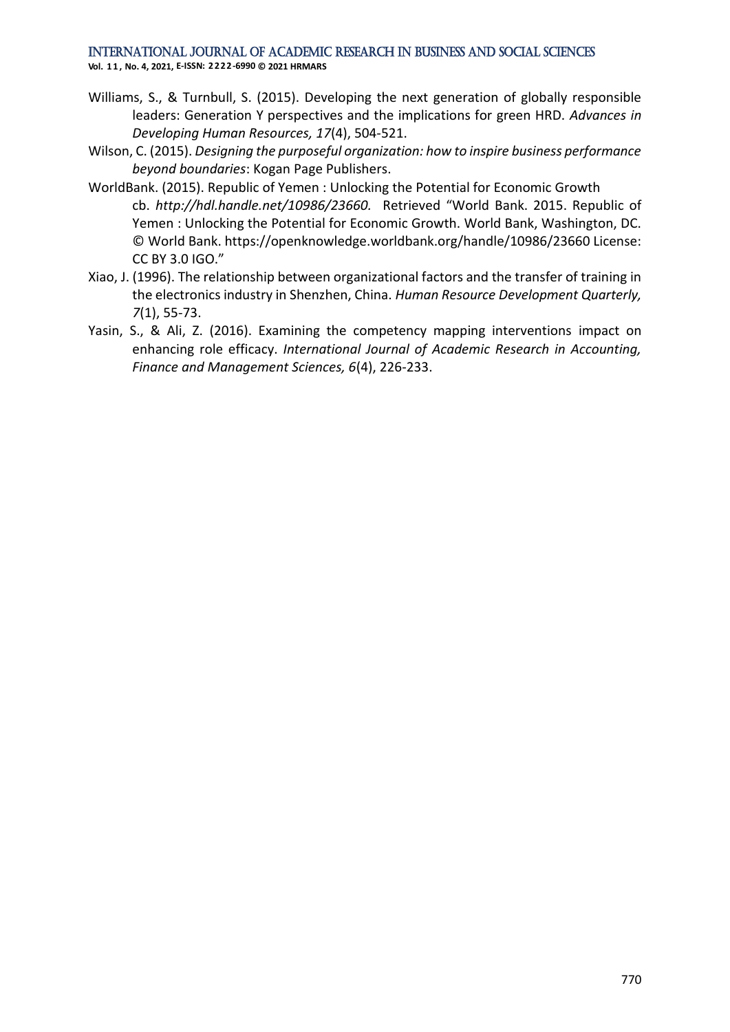Williams, S., & Turnbull, S. (2015). Developing the next generation of globally responsible leaders: Generation Y perspectives and the implications for green HRD. *Advances in Developing Human Resources, 17*(4), 504-521.

Wilson, C. (2015). *Designing the purposeful organization: how to inspire business performance beyond boundaries*: Kogan Page Publishers.

WorldBank. (2015). Republic of Yemen : Unlocking the Potential for Economic Growth cb. *http://hdl.handle.net/10986/23660.* Retrieved "World Bank. 2015. Republic of Yemen : Unlocking the Potential for Economic Growth. World Bank, Washington, DC. © World Bank. https://openknowledge.worldbank.org/handle/10986/23660 License: CC BY 3.0 IGO."

Xiao, J. (1996). The relationship between organizational factors and the transfer of training in the electronics industry in Shenzhen, China. *Human Resource Development Quarterly, 7*(1), 55-73.

Yasin, S., & Ali, Z. (2016). Examining the competency mapping interventions impact on enhancing role efficacy. *International Journal of Academic Research in Accounting, Finance and Management Sciences, 6*(4), 226-233.